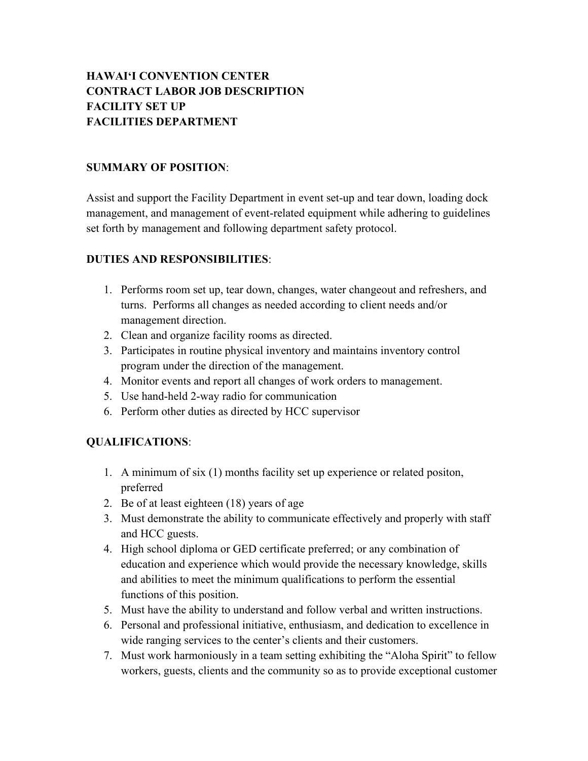# HAWAIʻI CONVENTION CENTER
# CONTRACT LABOR JOB DESCRIPTION
# FACILITY SET UP
# FACILITIES DEPARTMENT

**SUMMARY OF POSITION**:

Assist and support the Facility Department in event set-up and tear down, loading dock management, and management of event-related equipment while adhering to guidelines set forth by management and following department safety protocol.

**DUTIES AND RESPONSIBILITIES**:

1. Performs room set up, tear down, changes, water changeout and refreshers, and turns. Performs all changes as needed according to client needs and/or management direction.
2. Clean and organize facility rooms as directed.
3. Participates in routine physical inventory and maintains inventory control program under the direction of the management.
4. Monitor events and report all changes of work orders to management.
5. Use hand-held 2-way radio for communication
6. Perform other duties as directed by HCC supervisor

**QUALIFICATIONS**:

1. A minimum of six (1) months facility set up experience or related positon, preferred
2. Be of at least eighteen (18) years of age
3. Must demonstrate the ability to communicate effectively and properly with staff and HCC guests.
4. High school diploma or GED certificate preferred; or any combination of education and experience which would provide the necessary knowledge, skills and abilities to meet the minimum qualifications to perform the essential functions of this position.
5. Must have the ability to understand and follow verbal and written instructions.
6. Personal and professional initiative, enthusiasm, and dedication to excellence in wide ranging services to the center's clients and their customers.
7. Must work harmoniously in a team setting exhibiting the "Aloha Spirit" to fellow workers, guests, clients and the community so as to provide exceptional customer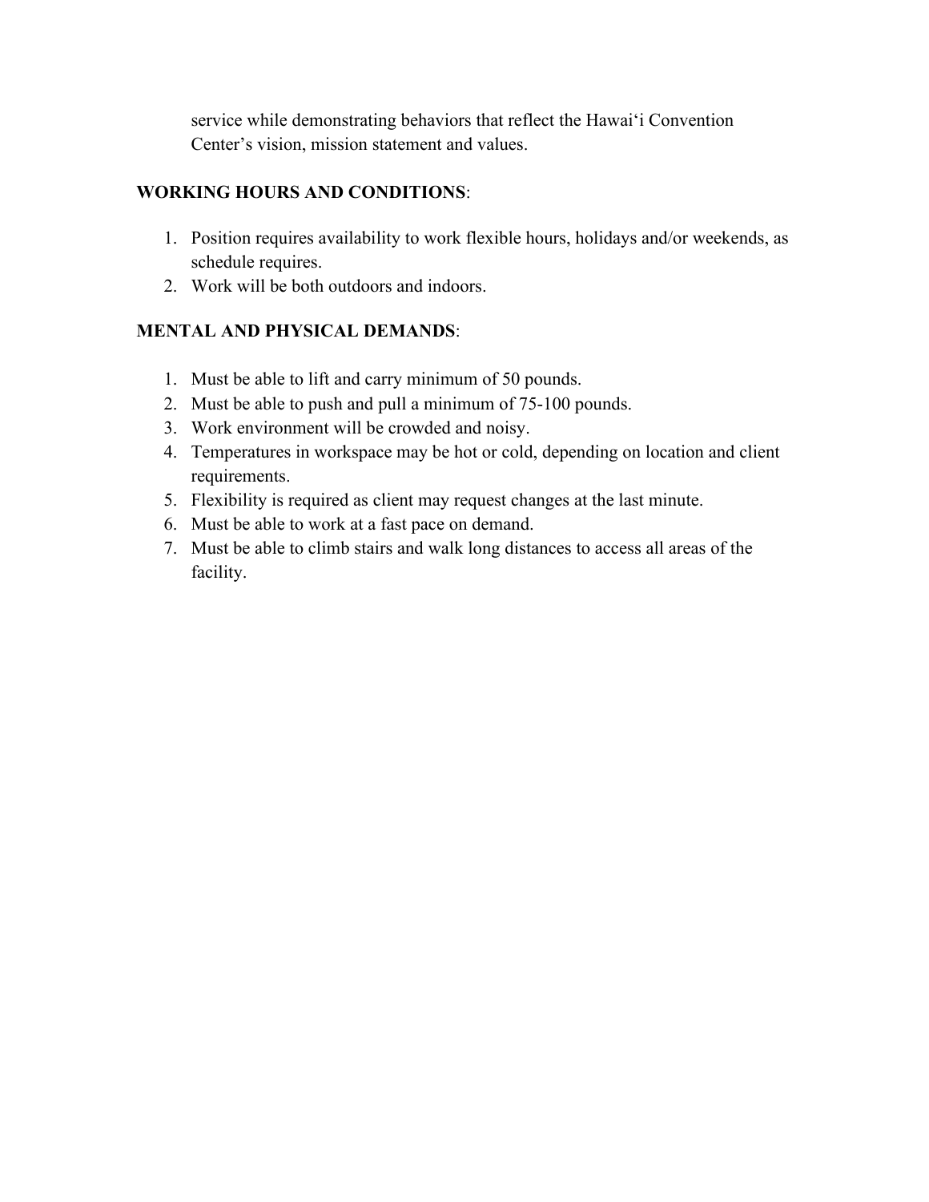service while demonstrating behaviors that reflect the Hawaiʻi Convention Center's vision, mission statement and values.

**WORKING HOURS AND CONDITIONS**:

1. Position requires availability to work flexible hours, holidays and/or weekends, as schedule requires.
2. Work will be both outdoors and indoors.

**MENTAL AND PHYSICAL DEMANDS**:

1. Must be able to lift and carry minimum of 50 pounds.
2. Must be able to push and pull a minimum of 75-100 pounds.
3. Work environment will be crowded and noisy.
4. Temperatures in workspace may be hot or cold, depending on location and client requirements.
5. Flexibility is required as client may request changes at the last minute.
6. Must be able to work at a fast pace on demand.
7. Must be able to climb stairs and walk long distances to access all areas of the facility.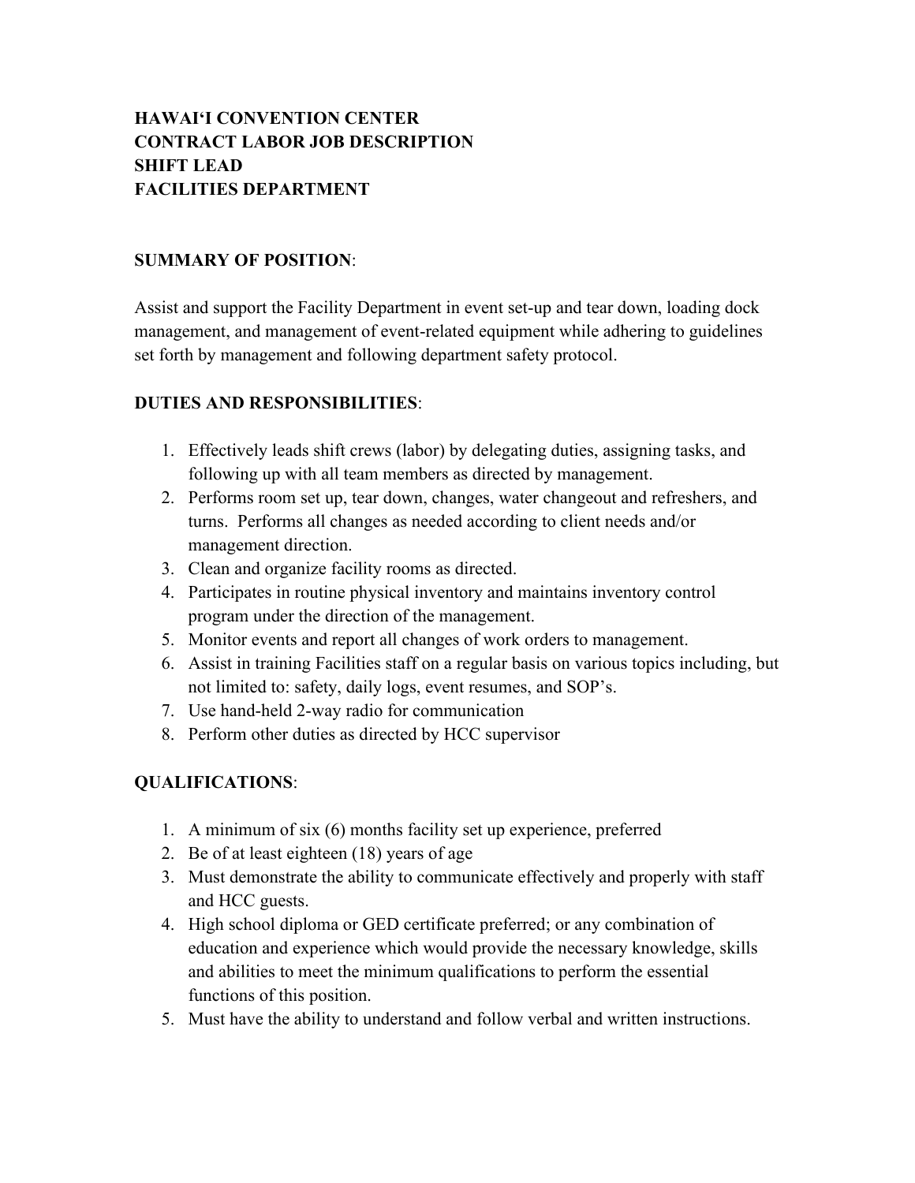**HAWAIʻI CONVENTION CENTER**
**CONTRACT LABOR JOB DESCRIPTION**
**SHIFT LEAD**
**FACILITIES DEPARTMENT**

**SUMMARY OF POSITION**:

Assist and support the Facility Department in event set-up and tear down, loading dock management, and management of event-related equipment while adhering to guidelines set forth by management and following department safety protocol.

**DUTIES AND RESPONSIBILITIES**:

1. Effectively leads shift crews (labor) by delegating duties, assigning tasks, and following up with all team members as directed by management.
2. Performs room set up, tear down, changes, water changeout and refreshers, and turns. Performs all changes as needed according to client needs and/or management direction.
3. Clean and organize facility rooms as directed.
4. Participates in routine physical inventory and maintains inventory control program under the direction of the management.
5. Monitor events and report all changes of work orders to management.
6. Assist in training Facilities staff on a regular basis on various topics including, but not limited to: safety, daily logs, event resumes, and SOP's.
7. Use hand-held 2-way radio for communication
8. Perform other duties as directed by HCC supervisor

**QUALIFICATIONS**:

1. A minimum of six (6) months facility set up experience, preferred
2. Be of at least eighteen (18) years of age
3. Must demonstrate the ability to communicate effectively and properly with staff and HCC guests.
4. High school diploma or GED certificate preferred; or any combination of education and experience which would provide the necessary knowledge, skills and abilities to meet the minimum qualifications to perform the essential functions of this position.
5. Must have the ability to understand and follow verbal and written instructions.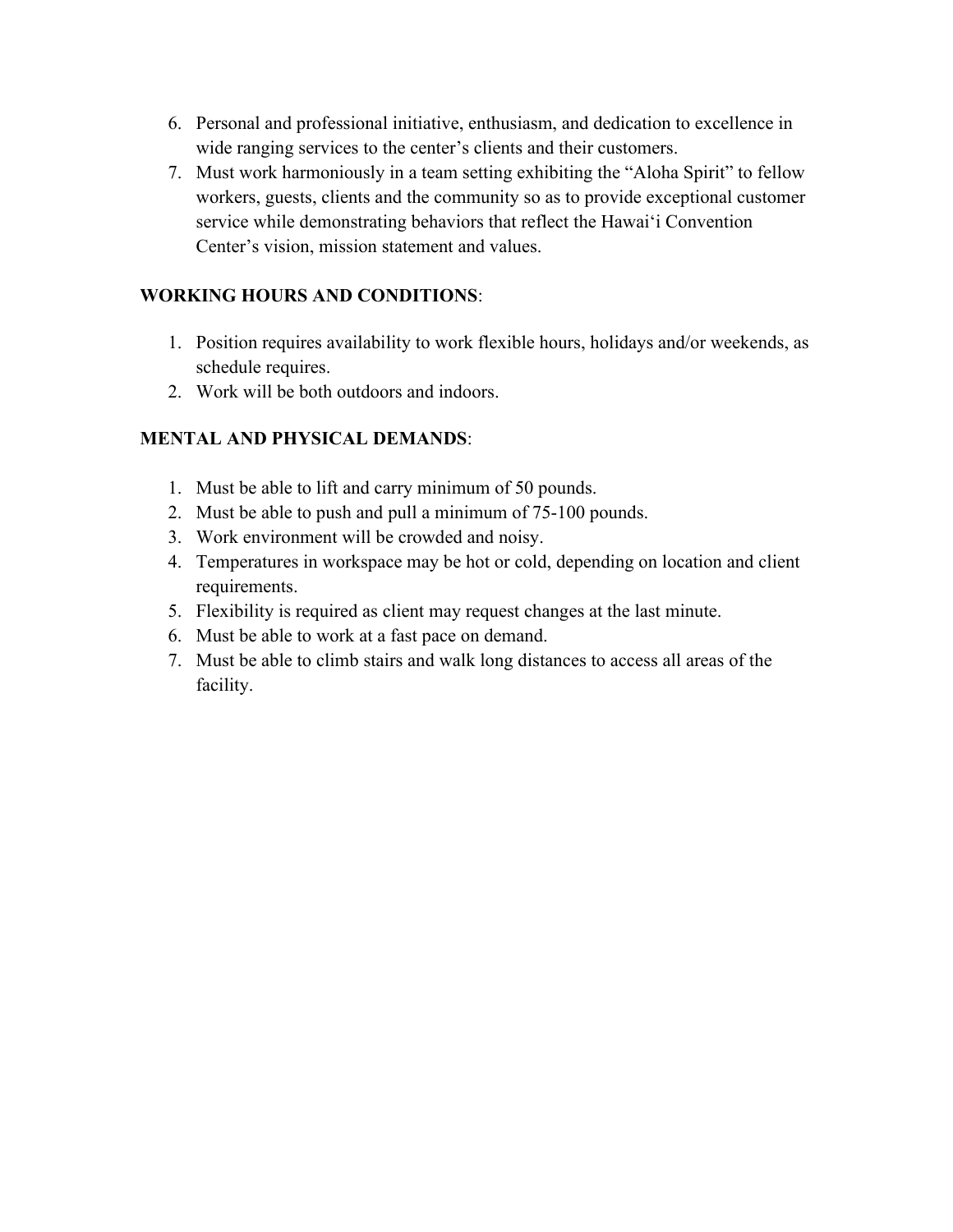6. Personal and professional initiative, enthusiasm, and dedication to excellence in wide ranging services to the center's clients and their customers.
7. Must work harmoniously in a team setting exhibiting the "Aloha Spirit" to fellow workers, guests, clients and the community so as to provide exceptional customer service while demonstrating behaviors that reflect the Hawaiʻi Convention Center's vision, mission statement and values.

**WORKING HOURS AND CONDITIONS**:

1. Position requires availability to work flexible hours, holidays and/or weekends, as schedule requires.
2. Work will be both outdoors and indoors.

**MENTAL AND PHYSICAL DEMANDS**:

1. Must be able to lift and carry minimum of 50 pounds.
2. Must be able to push and pull a minimum of 75-100 pounds.
3. Work environment will be crowded and noisy.
4. Temperatures in workspace may be hot or cold, depending on location and client requirements.
5. Flexibility is required as client may request changes at the last minute.
6. Must be able to work at a fast pace on demand.
7. Must be able to climb stairs and walk long distances to access all areas of the facility.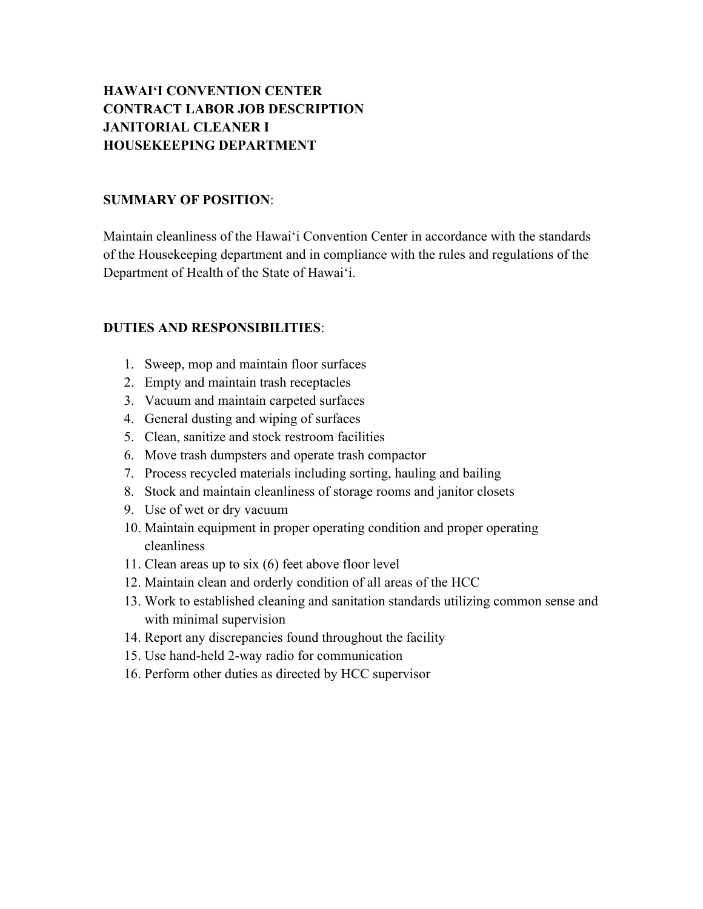**HAWAIʻI CONVENTION CENTER**
**CONTRACT LABOR JOB DESCRIPTION**
**JANITORIAL CLEANER I**
**HOUSEKEEPING DEPARTMENT**

**SUMMARY OF POSITION**:

Maintain cleanliness of the Hawaiʻi Convention Center in accordance with the standards of the Housekeeping department and in compliance with the rules and regulations of the Department of Health of the State of Hawaiʻi.

**DUTIES AND RESPONSIBILITIES**:

1. Sweep, mop and maintain floor surfaces
2. Empty and maintain trash receptacles
3. Vacuum and maintain carpeted surfaces
4. General dusting and wiping of surfaces
5. Clean, sanitize and stock restroom facilities
6. Move trash dumpsters and operate trash compactor
7. Process recycled materials including sorting, hauling and bailing
8. Stock and maintain cleanliness of storage rooms and janitor closets
9. Use of wet or dry vacuum
10. Maintain equipment in proper operating condition and proper operating cleanliness
11. Clean areas up to six (6) feet above floor level
12. Maintain clean and orderly condition of all areas of the HCC
13. Work to established cleaning and sanitation standards utilizing common sense and with minimal supervision
14. Report any discrepancies found throughout the facility
15. Use hand-held 2-way radio for communication
16. Perform other duties as directed by HCC supervisor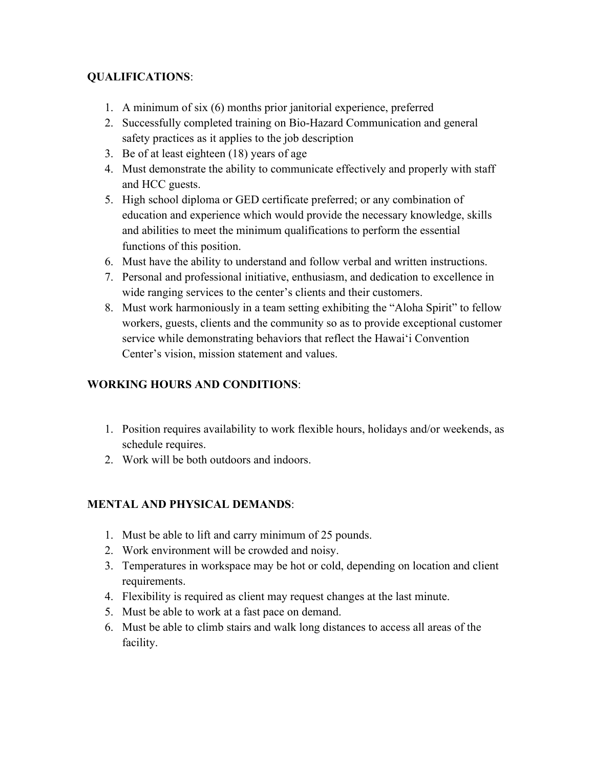**QUALIFICATIONS**:

1. A minimum of six (6) months prior janitorial experience, preferred
2. Successfully completed training on Bio-Hazard Communication and general safety practices as it applies to the job description
3. Be of at least eighteen (18) years of age
4. Must demonstrate the ability to communicate effectively and properly with staff and HCC guests.
5. High school diploma or GED certificate preferred; or any combination of education and experience which would provide the necessary knowledge, skills and abilities to meet the minimum qualifications to perform the essential functions of this position.
6. Must have the ability to understand and follow verbal and written instructions.
7. Personal and professional initiative, enthusiasm, and dedication to excellence in wide ranging services to the center's clients and their customers.
8. Must work harmoniously in a team setting exhibiting the "Aloha Spirit" to fellow workers, guests, clients and the community so as to provide exceptional customer service while demonstrating behaviors that reflect the Hawaiʻi Convention Center's vision, mission statement and values.

**WORKING HOURS AND CONDITIONS**:

1. Position requires availability to work flexible hours, holidays and/or weekends, as schedule requires.
2. Work will be both outdoors and indoors.

**MENTAL AND PHYSICAL DEMANDS**:

1. Must be able to lift and carry minimum of 25 pounds.
2. Work environment will be crowded and noisy.
3. Temperatures in workspace may be hot or cold, depending on location and client requirements.
4. Flexibility is required as client may request changes at the last minute.
5. Must be able to work at a fast pace on demand.
6. Must be able to climb stairs and walk long distances to access all areas of the facility.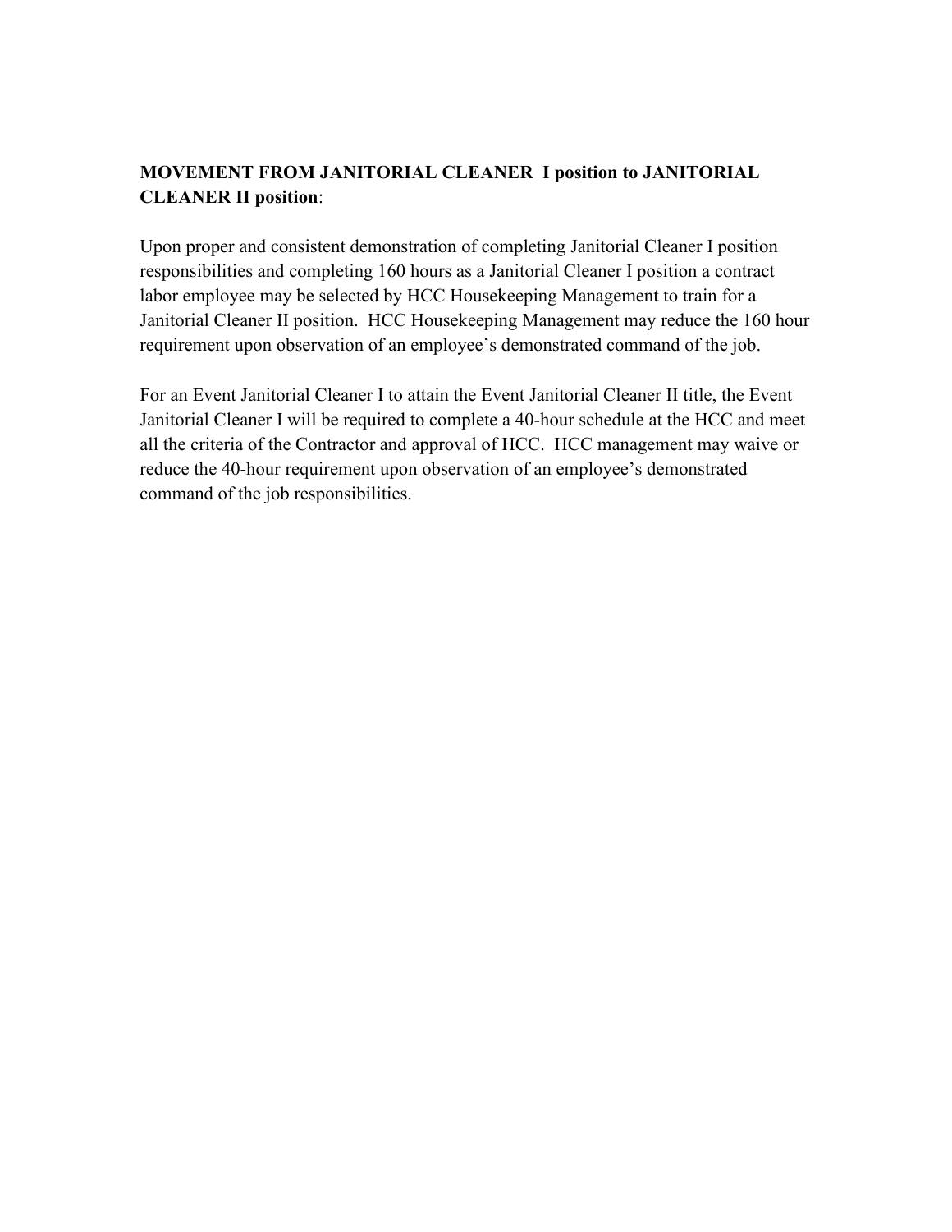**MOVEMENT FROM JANITORIAL CLEANER I position to JANITORIAL CLEANER II position**:

Upon proper and consistent demonstration of completing Janitorial Cleaner I position responsibilities and completing 160 hours as a Janitorial Cleaner I position a contract labor employee may be selected by HCC Housekeeping Management to train for a Janitorial Cleaner II position. HCC Housekeeping Management may reduce the 160 hour requirement upon observation of an employee's demonstrated command of the job.

For an Event Janitorial Cleaner I to attain the Event Janitorial Cleaner II title, the Event Janitorial Cleaner I will be required to complete a 40-hour schedule at the HCC and meet all the criteria of the Contractor and approval of HCC. HCC management may waive or reduce the 40-hour requirement upon observation of an employee's demonstrated command of the job responsibilities.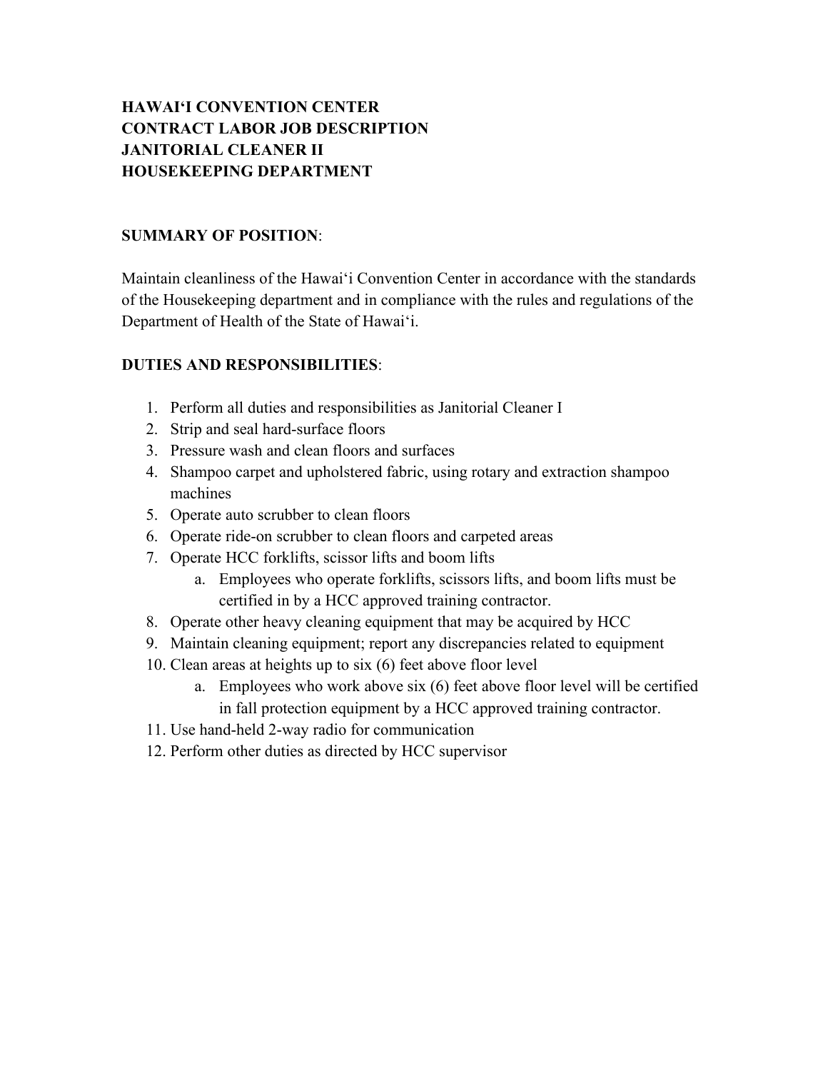**HAWAIʻI CONVENTION CENTER**
**CONTRACT LABOR JOB DESCRIPTION**
**JANITORIAL CLEANER II**
**HOUSEKEEPING DEPARTMENT**

**SUMMARY OF POSITION**:

Maintain cleanliness of the Hawaiʻi Convention Center in accordance with the standards of the Housekeeping department and in compliance with the rules and regulations of the Department of Health of the State of Hawaiʻi.

**DUTIES AND RESPONSIBILITIES**:

1. Perform all duties and responsibilities as Janitorial Cleaner I
2. Strip and seal hard-surface floors
3. Pressure wash and clean floors and surfaces
4. Shampoo carpet and upholstered fabric, using rotary and extraction shampoo machines
5. Operate auto scrubber to clean floors
6. Operate ride-on scrubber to clean floors and carpeted areas
7. Operate HCC forklifts, scissor lifts and boom lifts
   a. Employees who operate forklifts, scissors lifts, and boom lifts must be certified in by a HCC approved training contractor.
8. Operate other heavy cleaning equipment that may be acquired by HCC
9. Maintain cleaning equipment; report any discrepancies related to equipment
10. Clean areas at heights up to six (6) feet above floor level
    a. Employees who work above six (6) feet above floor level will be certified in fall protection equipment by a HCC approved training contractor.
11. Use hand-held 2-way radio for communication
12. Perform other duties as directed by HCC supervisor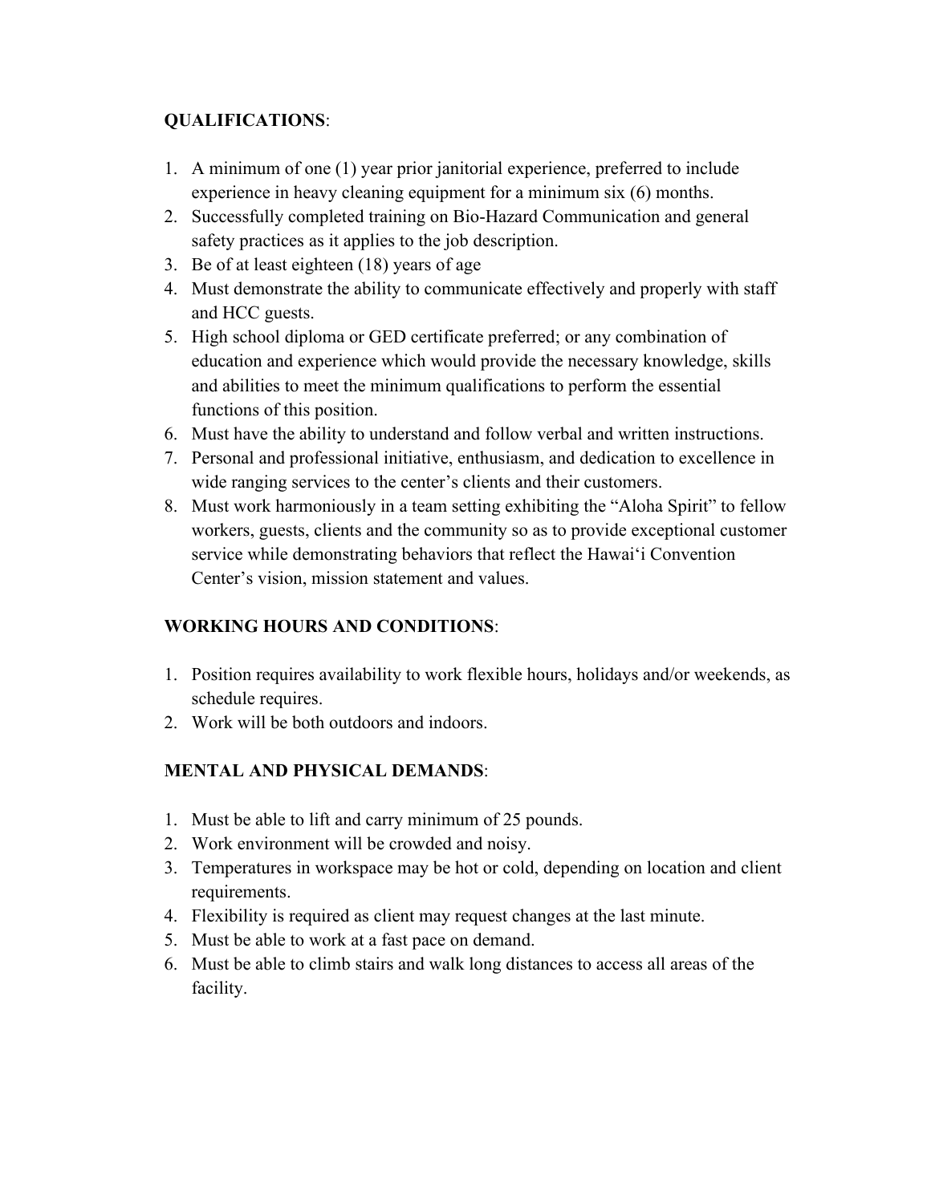**QUALIFICATIONS**:

1. A minimum of one (1) year prior janitorial experience, preferred to include experience in heavy cleaning equipment for a minimum six (6) months.
2. Successfully completed training on Bio-Hazard Communication and general safety practices as it applies to the job description.
3. Be of at least eighteen (18) years of age
4. Must demonstrate the ability to communicate effectively and properly with staff and HCC guests.
5. High school diploma or GED certificate preferred; or any combination of education and experience which would provide the necessary knowledge, skills and abilities to meet the minimum qualifications to perform the essential functions of this position.
6. Must have the ability to understand and follow verbal and written instructions.
7. Personal and professional initiative, enthusiasm, and dedication to excellence in wide ranging services to the center's clients and their customers.
8. Must work harmoniously in a team setting exhibiting the "Aloha Spirit" to fellow workers, guests, clients and the community so as to provide exceptional customer service while demonstrating behaviors that reflect the Hawaiʻi Convention Center's vision, mission statement and values.

**WORKING HOURS AND CONDITIONS**:

1. Position requires availability to work flexible hours, holidays and/or weekends, as schedule requires.
2. Work will be both outdoors and indoors.

**MENTAL AND PHYSICAL DEMANDS**:

1. Must be able to lift and carry minimum of 25 pounds.
2. Work environment will be crowded and noisy.
3. Temperatures in workspace may be hot or cold, depending on location and client requirements.
4. Flexibility is required as client may request changes at the last minute.
5. Must be able to work at a fast pace on demand.
6. Must be able to climb stairs and walk long distances to access all areas of the facility.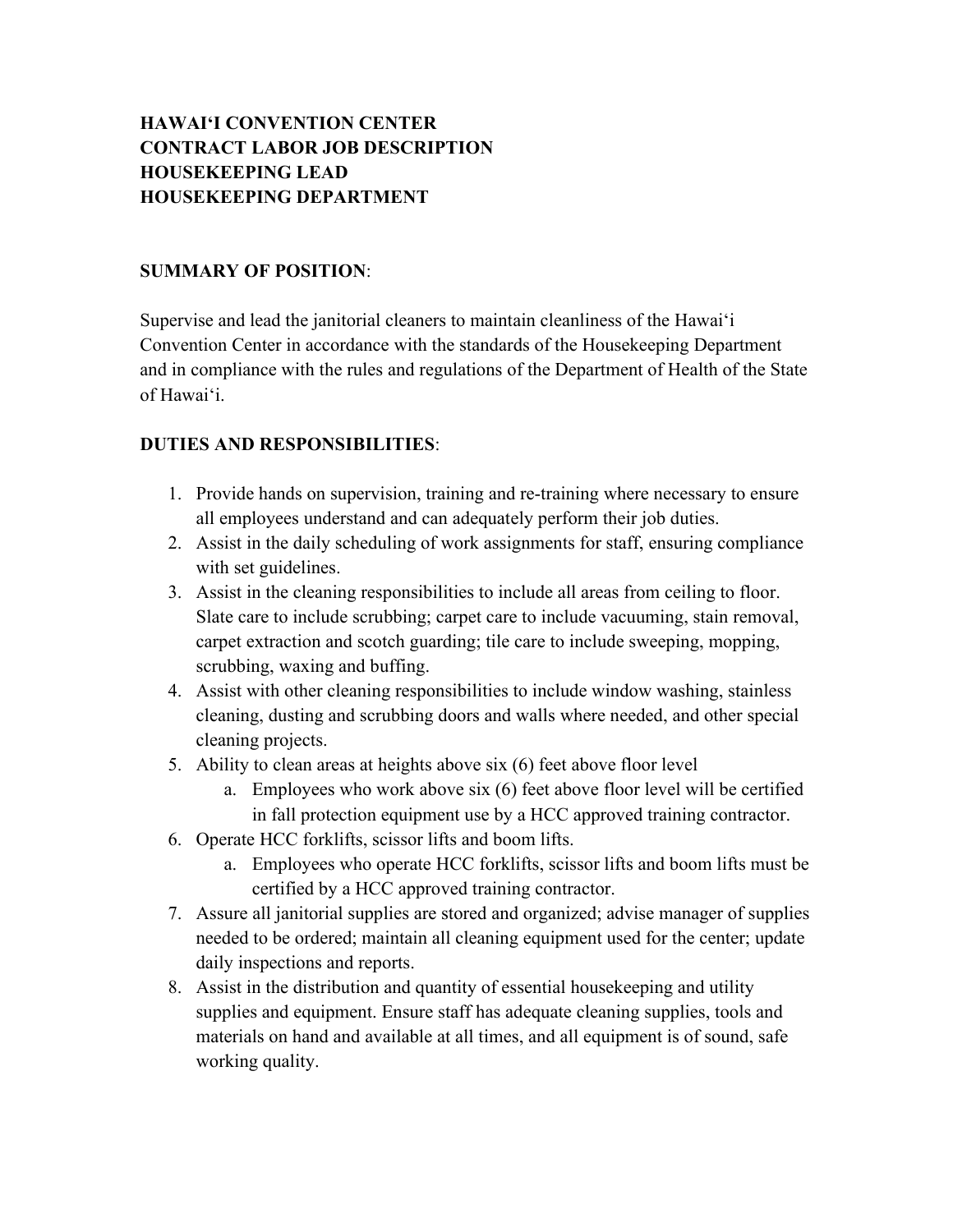**HAWAIʻI CONVENTION CENTER**
**CONTRACT LABOR JOB DESCRIPTION**
**HOUSEKEEPING LEAD**
**HOUSEKEEPING DEPARTMENT**

**SUMMARY OF POSITION**:

Supervise and lead the janitorial cleaners to maintain cleanliness of the Hawaiʻi Convention Center in accordance with the standards of the Housekeeping Department and in compliance with the rules and regulations of the Department of Health of the State of Hawaiʻi.

**DUTIES AND RESPONSIBILITIES**:

1. Provide hands on supervision, training and re-training where necessary to ensure all employees understand and can adequately perform their job duties.
2. Assist in the daily scheduling of work assignments for staff, ensuring compliance with set guidelines.
3. Assist in the cleaning responsibilities to include all areas from ceiling to floor. Slate care to include scrubbing; carpet care to include vacuuming, stain removal, carpet extraction and scotch guarding; tile care to include sweeping, mopping, scrubbing, waxing and buffing.
4. Assist with other cleaning responsibilities to include window washing, stainless cleaning, dusting and scrubbing doors and walls where needed, and other special cleaning projects.
5. Ability to clean areas at heights above six (6) feet above floor level
   a. Employees who work above six (6) feet above floor level will be certified in fall protection equipment use by a HCC approved training contractor.
6. Operate HCC forklifts, scissor lifts and boom lifts.
   a. Employees who operate HCC forklifts, scissor lifts and boom lifts must be certified by a HCC approved training contractor.
7. Assure all janitorial supplies are stored and organized; advise manager of supplies needed to be ordered; maintain all cleaning equipment used for the center; update daily inspections and reports.
8. Assist in the distribution and quantity of essential housekeeping and utility supplies and equipment. Ensure staff has adequate cleaning supplies, tools and materials on hand and available at all times, and all equipment is of sound, safe working quality.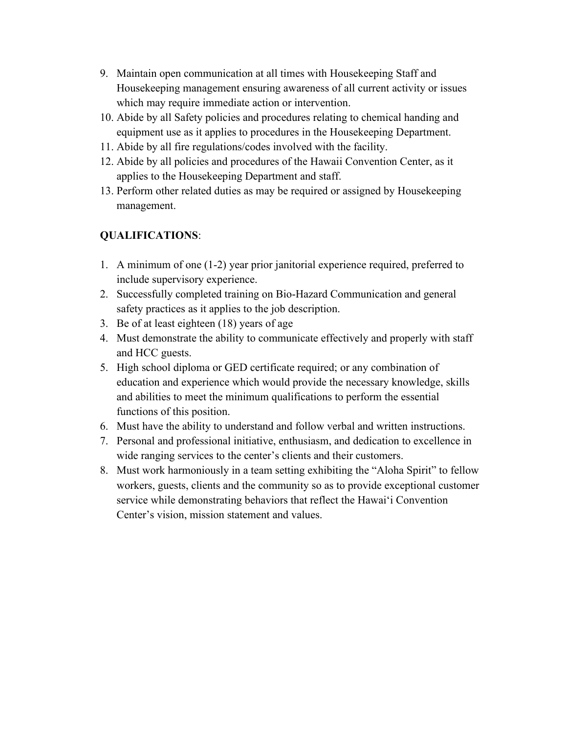9. Maintain open communication at all times with Housekeeping Staff and Housekeeping management ensuring awareness of all current activity or issues which may require immediate action or intervention.
10. Abide by all Safety policies and procedures relating to chemical handing and equipment use as it applies to procedures in the Housekeeping Department.
11. Abide by all fire regulations/codes involved with the facility.
12. Abide by all policies and procedures of the Hawaii Convention Center, as it applies to the Housekeeping Department and staff.
13. Perform other related duties as may be required or assigned by Housekeeping management.

**QUALIFICATIONS**:

1. A minimum of one (1-2) year prior janitorial experience required, preferred to include supervisory experience.
2. Successfully completed training on Bio-Hazard Communication and general safety practices as it applies to the job description.
3. Be of at least eighteen (18) years of age
4. Must demonstrate the ability to communicate effectively and properly with staff and HCC guests.
5. High school diploma or GED certificate required; or any combination of education and experience which would provide the necessary knowledge, skills and abilities to meet the minimum qualifications to perform the essential functions of this position.
6. Must have the ability to understand and follow verbal and written instructions.
7. Personal and professional initiative, enthusiasm, and dedication to excellence in wide ranging services to the center's clients and their customers.
8. Must work harmoniously in a team setting exhibiting the "Aloha Spirit" to fellow workers, guests, clients and the community so as to provide exceptional customer service while demonstrating behaviors that reflect the Hawaiʻi Convention Center's vision, mission statement and values.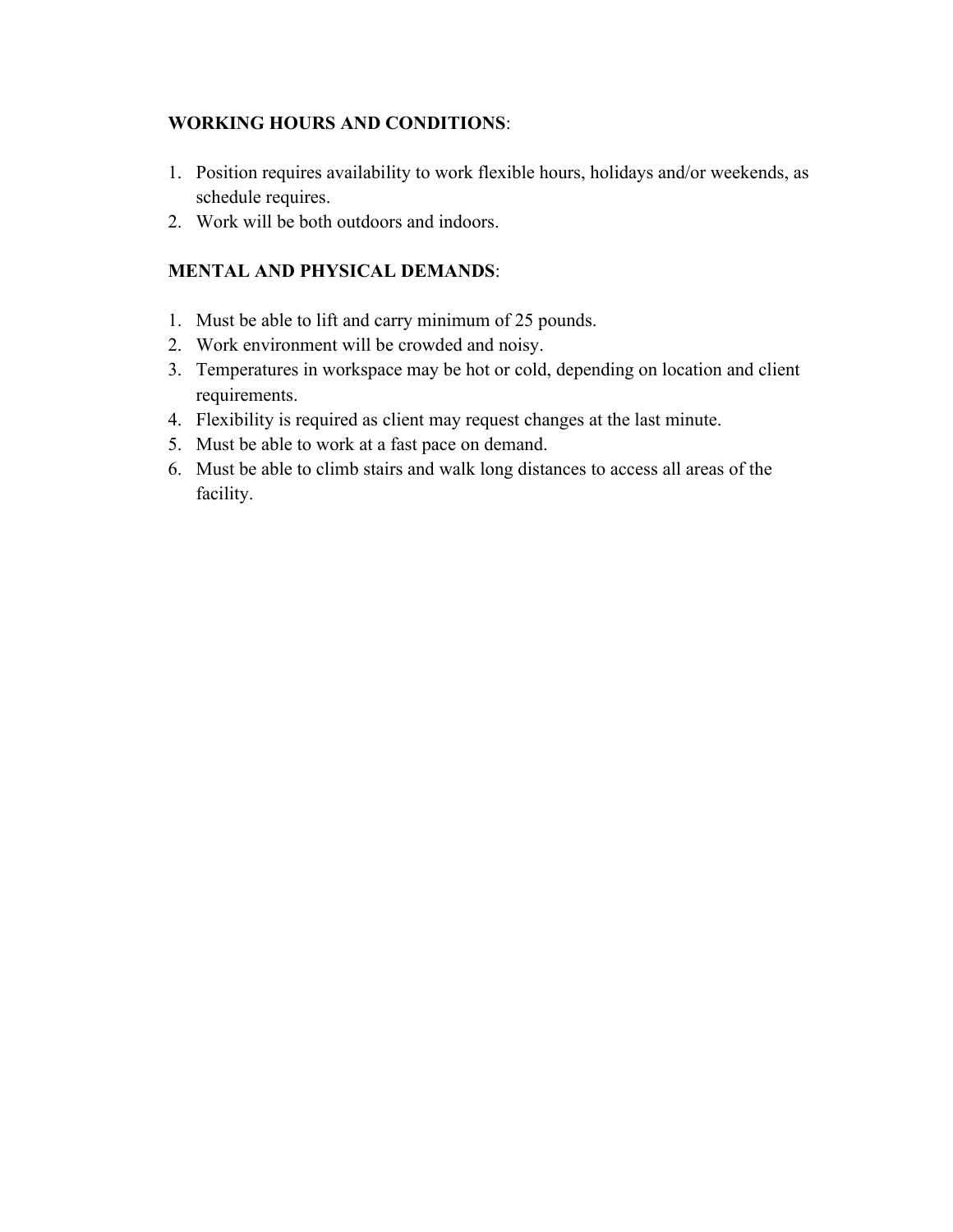**WORKING HOURS AND CONDITIONS**:

1. Position requires availability to work flexible hours, holidays and/or weekends, as schedule requires.
2. Work will be both outdoors and indoors.

**MENTAL AND PHYSICAL DEMANDS**:

1. Must be able to lift and carry minimum of 25 pounds.
2. Work environment will be crowded and noisy.
3. Temperatures in workspace may be hot or cold, depending on location and client requirements.
4. Flexibility is required as client may request changes at the last minute.
5. Must be able to work at a fast pace on demand.
6. Must be able to climb stairs and walk long distances to access all areas of the facility.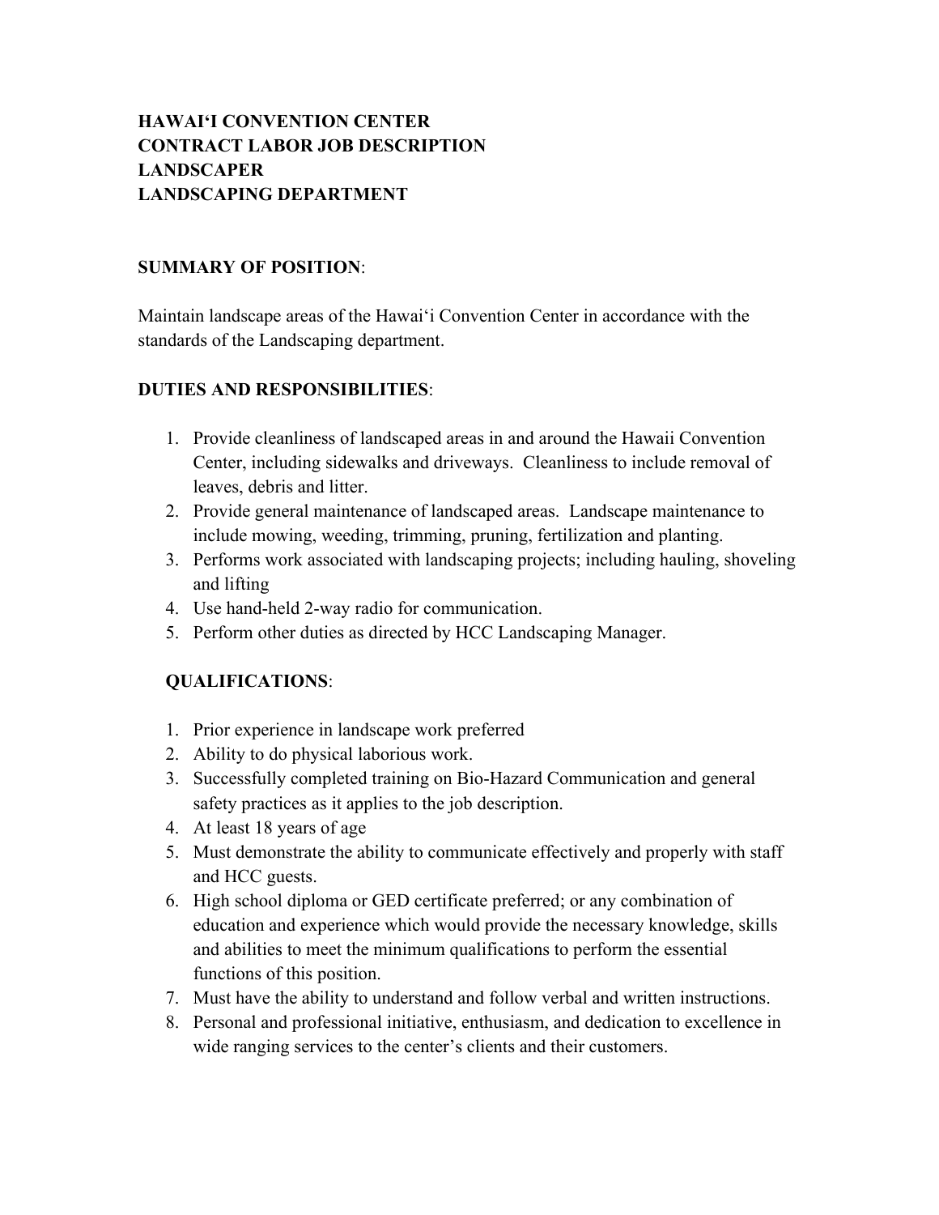**HAWAIʻI CONVENTION CENTER**
**CONTRACT LABOR JOB DESCRIPTION**
**LANDSCAPER**
**LANDSCAPING DEPARTMENT**

**SUMMARY OF POSITION**:

Maintain landscape areas of the Hawaiʻi Convention Center in accordance with the standards of the Landscaping department.

**DUTIES AND RESPONSIBILITIES**:

1. Provide cleanliness of landscaped areas in and around the Hawaii Convention Center, including sidewalks and driveways. Cleanliness to include removal of leaves, debris and litter.
2. Provide general maintenance of landscaped areas. Landscape maintenance to include mowing, weeding, trimming, pruning, fertilization and planting.
3. Performs work associated with landscaping projects; including hauling, shoveling and lifting
4. Use hand-held 2-way radio for communication.
5. Perform other duties as directed by HCC Landscaping Manager.

**QUALIFICATIONS**:

1. Prior experience in landscape work preferred
2. Ability to do physical laborious work.
3. Successfully completed training on Bio-Hazard Communication and general safety practices as it applies to the job description.
4. At least 18 years of age
5. Must demonstrate the ability to communicate effectively and properly with staff and HCC guests.
6. High school diploma or GED certificate preferred; or any combination of education and experience which would provide the necessary knowledge, skills and abilities to meet the minimum qualifications to perform the essential functions of this position.
7. Must have the ability to understand and follow verbal and written instructions.
8. Personal and professional initiative, enthusiasm, and dedication to excellence in wide ranging services to the center's clients and their customers.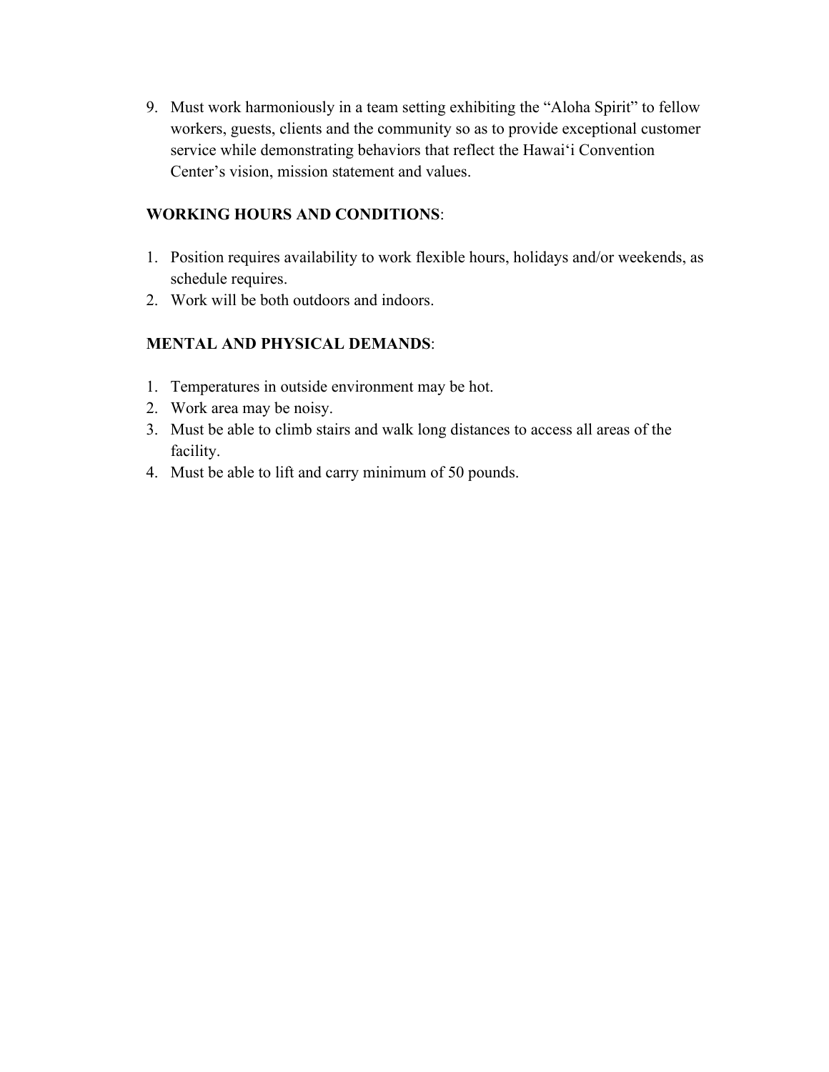9. Must work harmoniously in a team setting exhibiting the "Aloha Spirit" to fellow workers, guests, clients and the community so as to provide exceptional customer service while demonstrating behaviors that reflect the Hawaiʻi Convention Center's vision, mission statement and values.

**WORKING HOURS AND CONDITIONS**:

1. Position requires availability to work flexible hours, holidays and/or weekends, as schedule requires.
2. Work will be both outdoors and indoors.

**MENTAL AND PHYSICAL DEMANDS**:

1. Temperatures in outside environment may be hot.
2. Work area may be noisy.
3. Must be able to climb stairs and walk long distances to access all areas of the facility.
4. Must be able to lift and carry minimum of 50 pounds.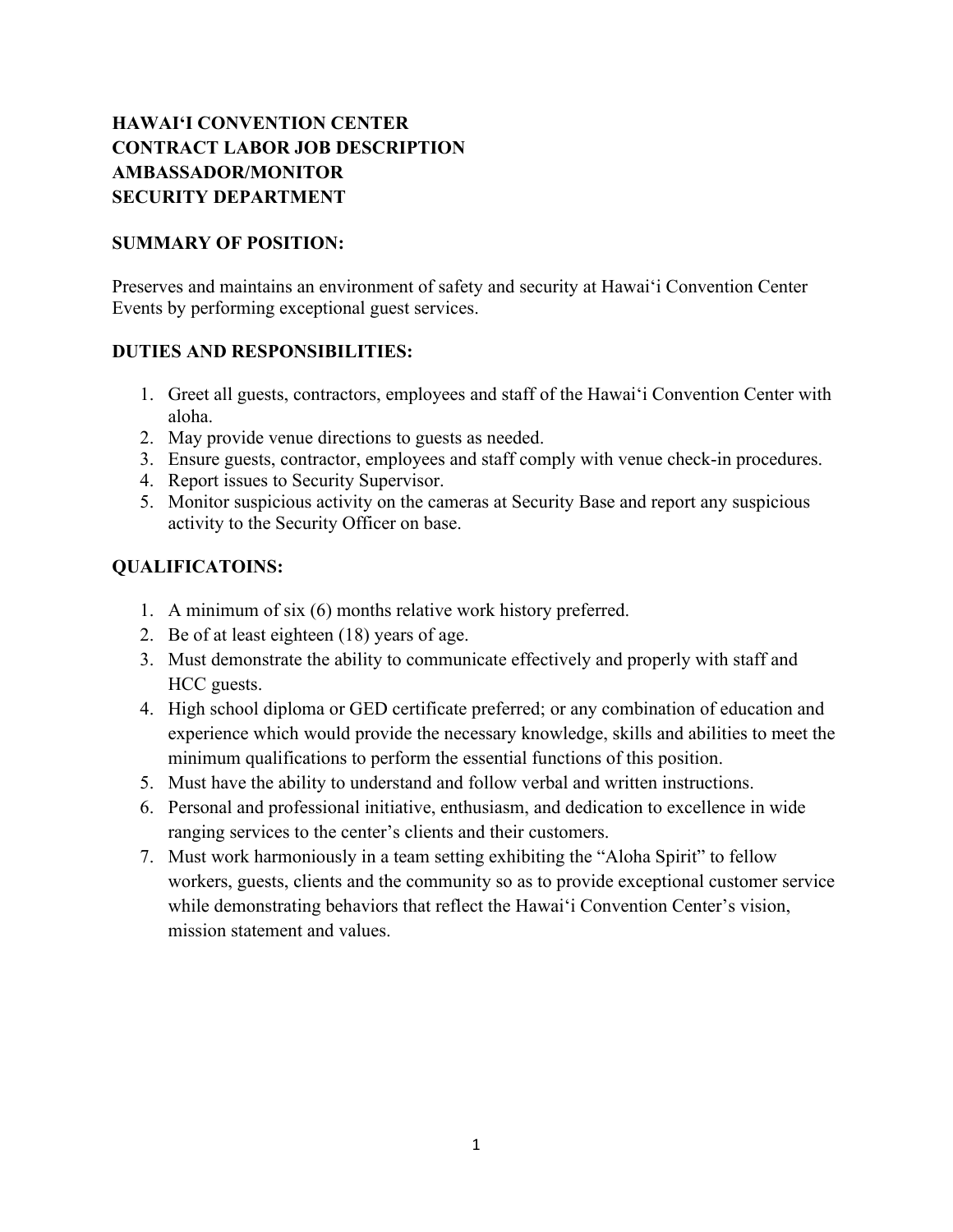**HAWAIʻI CONVENTION CENTER**
**CONTRACT LABOR JOB DESCRIPTION**
**AMBASSADOR/MONITOR**
**SECURITY DEPARTMENT**

**SUMMARY OF POSITION:**

Preserves and maintains an environment of safety and security at Hawaiʻi Convention Center Events by performing exceptional guest services.

**DUTIES AND RESPONSIBILITIES:**

1. Greet all guests, contractors, employees and staff of the Hawaiʻi Convention Center with aloha.
2. May provide venue directions to guests as needed.
3. Ensure guests, contractor, employees and staff comply with venue check-in procedures.
4. Report issues to Security Supervisor.
5. Monitor suspicious activity on the cameras at Security Base and report any suspicious activity to the Security Officer on base.

**QUALIFICATOINS:**

1. A minimum of six (6) months relative work history preferred.
2. Be of at least eighteen (18) years of age.
3. Must demonstrate the ability to communicate effectively and properly with staff and HCC guests.
4. High school diploma or GED certificate preferred; or any combination of education and experience which would provide the necessary knowledge, skills and abilities to meet the minimum qualifications to perform the essential functions of this position.
5. Must have the ability to understand and follow verbal and written instructions.
6. Personal and professional initiative, enthusiasm, and dedication to excellence in wide ranging services to the center's clients and their customers.
7. Must work harmoniously in a team setting exhibiting the "Aloha Spirit" to fellow workers, guests, clients and the community so as to provide exceptional customer service while demonstrating behaviors that reflect the Hawaiʻi Convention Center's vision, mission statement and values.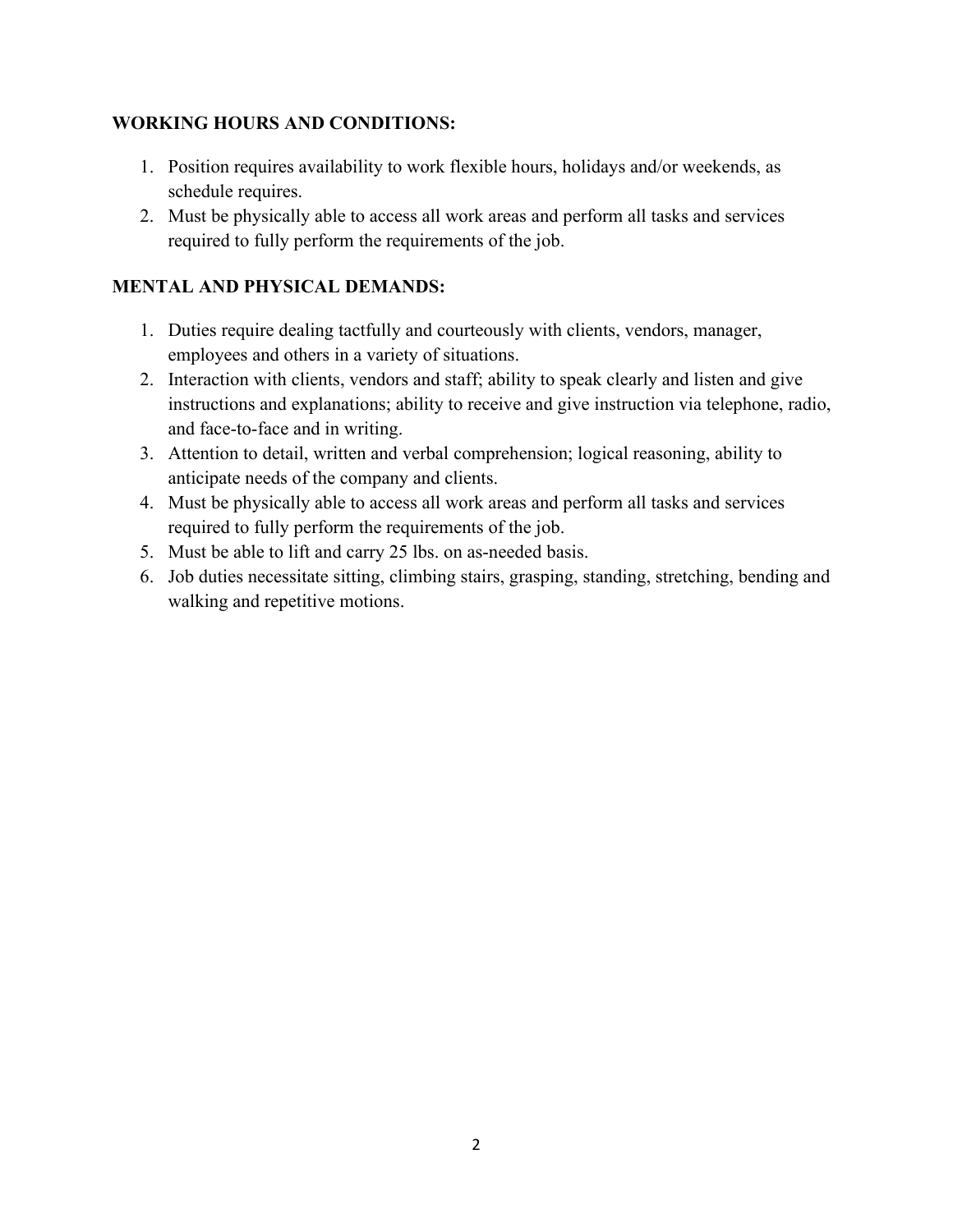**WORKING HOURS AND CONDITIONS:**

1. Position requires availability to work flexible hours, holidays and/or weekends, as schedule requires.
2. Must be physically able to access all work areas and perform all tasks and services required to fully perform the requirements of the job.

**MENTAL AND PHYSICAL DEMANDS:**

1. Duties require dealing tactfully and courteously with clients, vendors, manager, employees and others in a variety of situations.
2. Interaction with clients, vendors and staff; ability to speak clearly and listen and give instructions and explanations; ability to receive and give instruction via telephone, radio, and face-to-face and in writing.
3. Attention to detail, written and verbal comprehension; logical reasoning, ability to anticipate needs of the company and clients.
4. Must be physically able to access all work areas and perform all tasks and services required to fully perform the requirements of the job.
5. Must be able to lift and carry 25 lbs. on as-needed basis.
6. Job duties necessitate sitting, climbing stairs, grasping, standing, stretching, bending and walking and repetitive motions.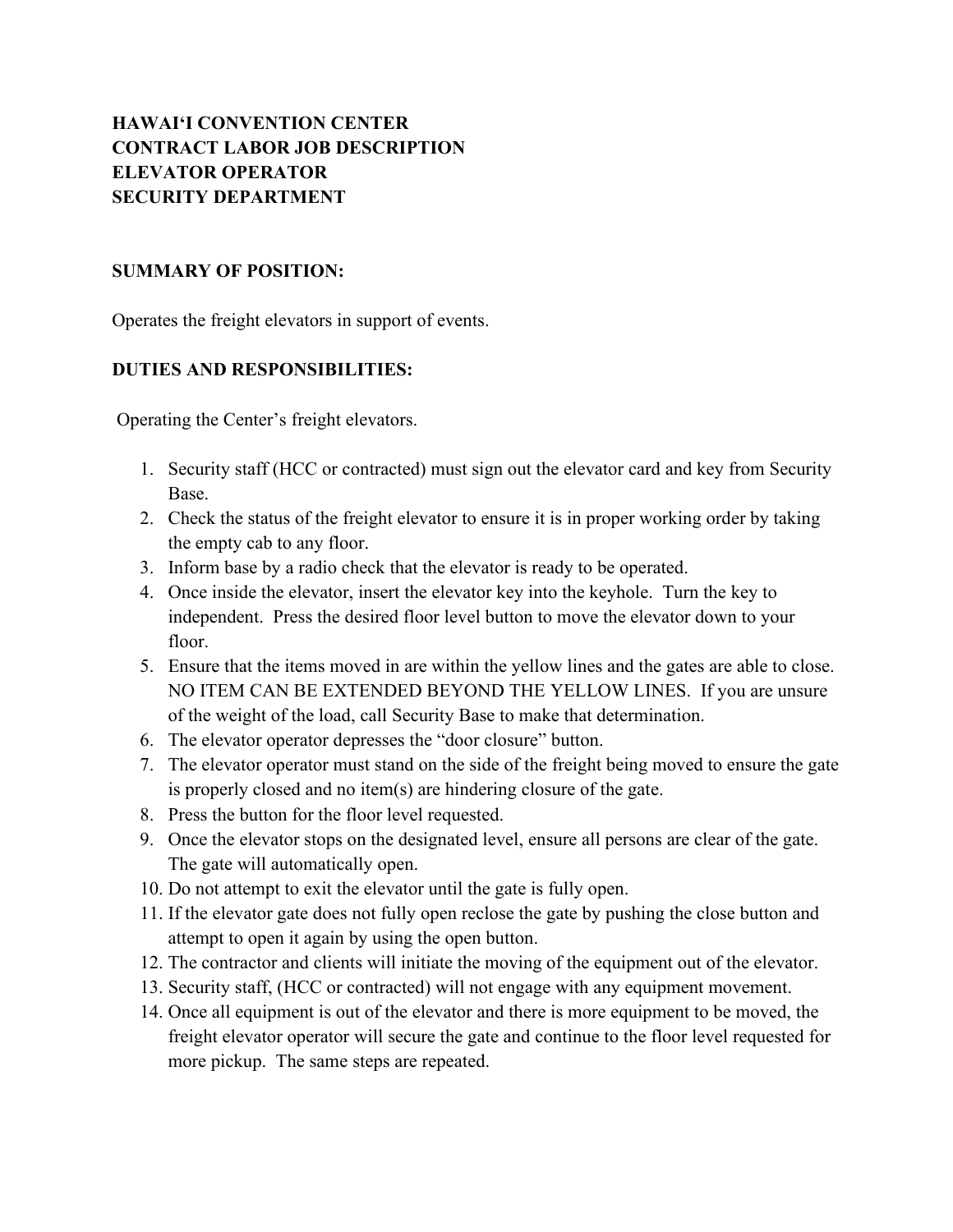**HAWAIʻI CONVENTION CENTER**
**CONTRACT LABOR JOB DESCRIPTION**
**ELEVATOR OPERATOR**
**SECURITY DEPARTMENT**

**SUMMARY OF POSITION:**

Operates the freight elevators in support of events.

**DUTIES AND RESPONSIBILITIES:**

Operating the Center's freight elevators.

1. Security staff (HCC or contracted) must sign out the elevator card and key from Security Base.
2. Check the status of the freight elevator to ensure it is in proper working order by taking the empty cab to any floor.
3. Inform base by a radio check that the elevator is ready to be operated.
4. Once inside the elevator, insert the elevator key into the keyhole. Turn the key to independent. Press the desired floor level button to move the elevator down to your floor.
5. Ensure that the items moved in are within the yellow lines and the gates are able to close. NO ITEM CAN BE EXTENDED BEYOND THE YELLOW LINES. If you are unsure of the weight of the load, call Security Base to make that determination.
6. The elevator operator depresses the "door closure" button.
7. The elevator operator must stand on the side of the freight being moved to ensure the gate is properly closed and no item(s) are hindering closure of the gate.
8. Press the button for the floor level requested.
9. Once the elevator stops on the designated level, ensure all persons are clear of the gate. The gate will automatically open.
10. Do not attempt to exit the elevator until the gate is fully open.
11. If the elevator gate does not fully open reclose the gate by pushing the close button and attempt to open it again by using the open button.
12. The contractor and clients will initiate the moving of the equipment out of the elevator.
13. Security staff, (HCC or contracted) will not engage with any equipment movement.
14. Once all equipment is out of the elevator and there is more equipment to be moved, the freight elevator operator will secure the gate and continue to the floor level requested for more pickup. The same steps are repeated.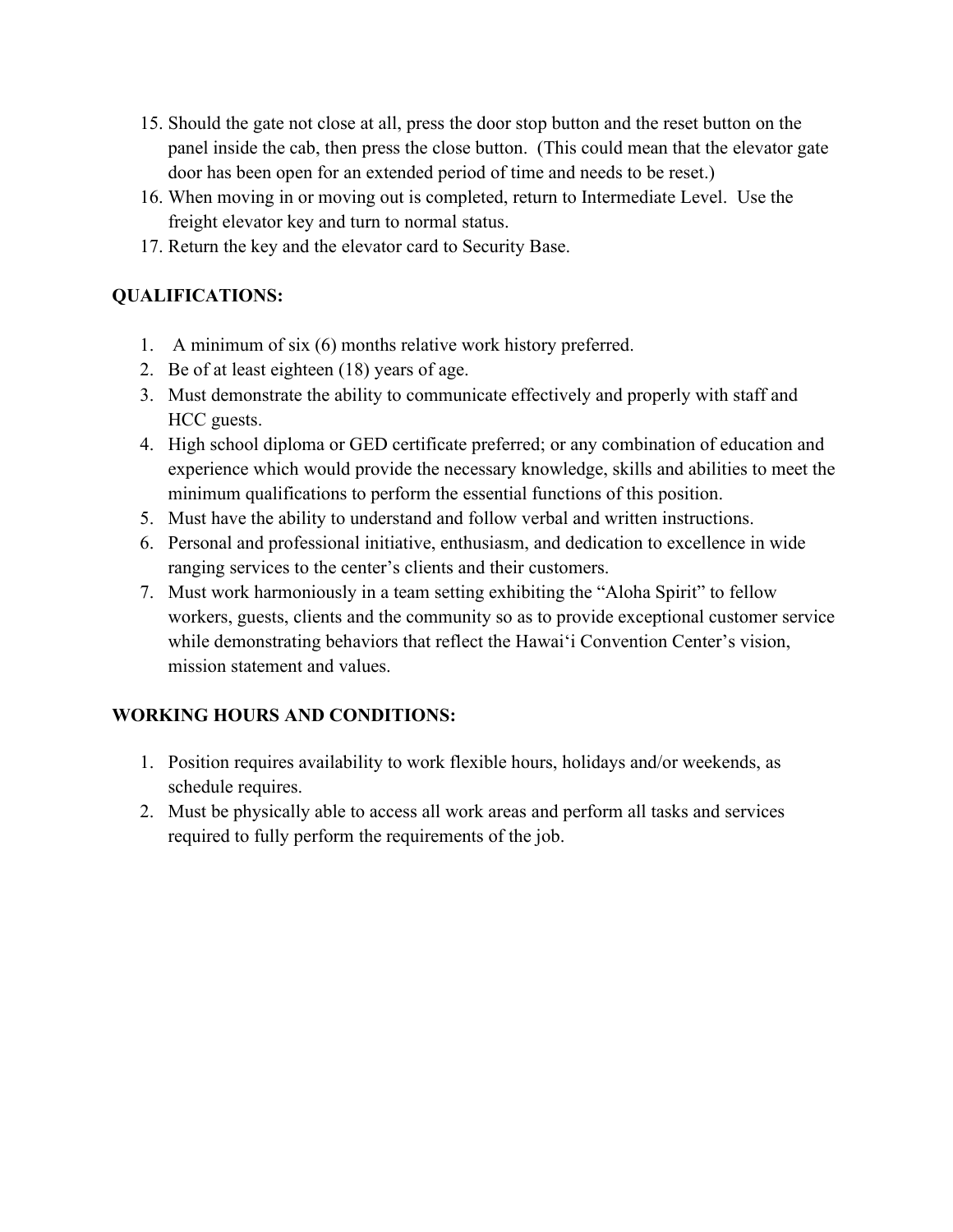15. Should the gate not close at all, press the door stop button and the reset button on the panel inside the cab, then press the close button. (This could mean that the elevator gate door has been open for an extended period of time and needs to be reset.)
16. When moving in or moving out is completed, return to Intermediate Level. Use the freight elevator key and turn to normal status.
17. Return the key and the elevator card to Security Base.

**QUALIFICATIONS:**

1. A minimum of six (6) months relative work history preferred.
2. Be of at least eighteen (18) years of age.
3. Must demonstrate the ability to communicate effectively and properly with staff and HCC guests.
4. High school diploma or GED certificate preferred; or any combination of education and experience which would provide the necessary knowledge, skills and abilities to meet the minimum qualifications to perform the essential functions of this position.
5. Must have the ability to understand and follow verbal and written instructions.
6. Personal and professional initiative, enthusiasm, and dedication to excellence in wide ranging services to the center's clients and their customers.
7. Must work harmoniously in a team setting exhibiting the "Aloha Spirit" to fellow workers, guests, clients and the community so as to provide exceptional customer service while demonstrating behaviors that reflect the Hawaiʻi Convention Center's vision, mission statement and values.

**WORKING HOURS AND CONDITIONS:**

1. Position requires availability to work flexible hours, holidays and/or weekends, as schedule requires.
2. Must be physically able to access all work areas and perform all tasks and services required to fully perform the requirements of the job.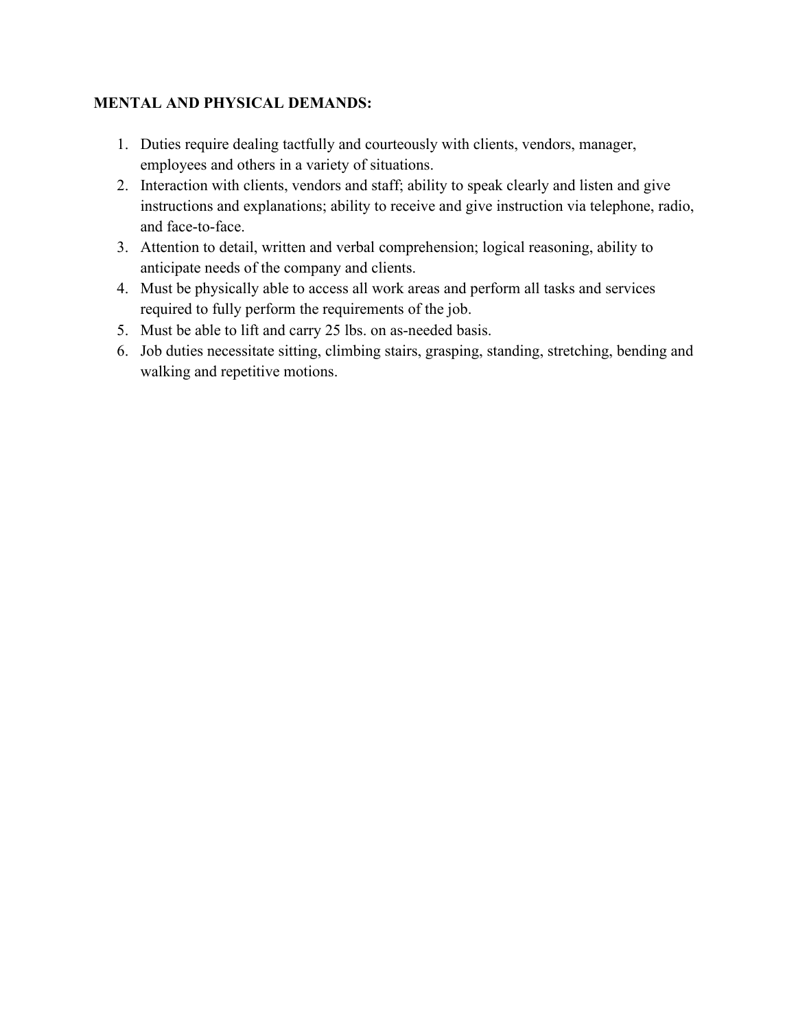**MENTAL AND PHYSICAL DEMANDS:**

1. Duties require dealing tactfully and courteously with clients, vendors, manager, employees and others in a variety of situations.
2. Interaction with clients, vendors and staff; ability to speak clearly and listen and give instructions and explanations; ability to receive and give instruction via telephone, radio, and face-to-face.
3. Attention to detail, written and verbal comprehension; logical reasoning, ability to anticipate needs of the company and clients.
4. Must be physically able to access all work areas and perform all tasks and services required to fully perform the requirements of the job.
5. Must be able to lift and carry 25 lbs. on as-needed basis.
6. Job duties necessitate sitting, climbing stairs, grasping, standing, stretching, bending and walking and repetitive motions.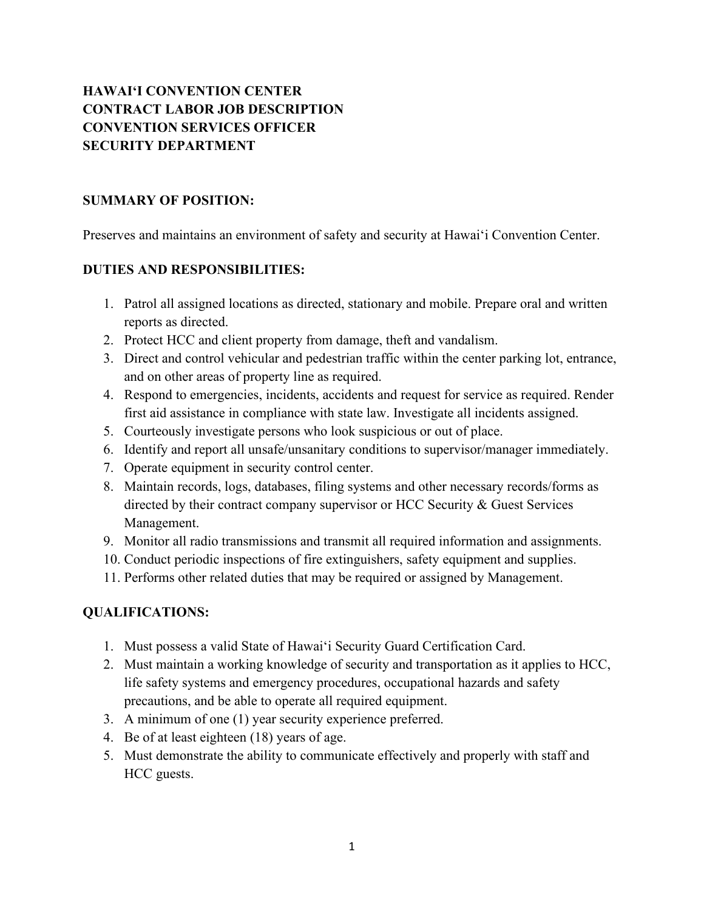**HAWAIʻI CONVENTION CENTER**
**CONTRACT LABOR JOB DESCRIPTION**
**CONVENTION SERVICES OFFICER**
**SECURITY DEPARTMENT**

**SUMMARY OF POSITION:**

Preserves and maintains an environment of safety and security at Hawaiʻi Convention Center.

**DUTIES AND RESPONSIBILITIES:**

1. Patrol all assigned locations as directed, stationary and mobile. Prepare oral and written reports as directed.
2. Protect HCC and client property from damage, theft and vandalism.
3. Direct and control vehicular and pedestrian traffic within the center parking lot, entrance, and on other areas of property line as required.
4. Respond to emergencies, incidents, accidents and request for service as required. Render first aid assistance in compliance with state law. Investigate all incidents assigned.
5. Courteously investigate persons who look suspicious or out of place.
6. Identify and report all unsafe/unsanitary conditions to supervisor/manager immediately.
7. Operate equipment in security control center.
8. Maintain records, logs, databases, filing systems and other necessary records/forms as directed by their contract company supervisor or HCC Security & Guest Services Management.
9. Monitor all radio transmissions and transmit all required information and assignments.
10. Conduct periodic inspections of fire extinguishers, safety equipment and supplies.
11. Performs other related duties that may be required or assigned by Management.

**QUALIFICATIONS:**

1. Must possess a valid State of Hawaiʻi Security Guard Certification Card.
2. Must maintain a working knowledge of security and transportation as it applies to HCC, life safety systems and emergency procedures, occupational hazards and safety precautions, and be able to operate all required equipment.
3. A minimum of one (1) year security experience preferred.
4. Be of at least eighteen (18) years of age.
5. Must demonstrate the ability to communicate effectively and properly with staff and HCC guests.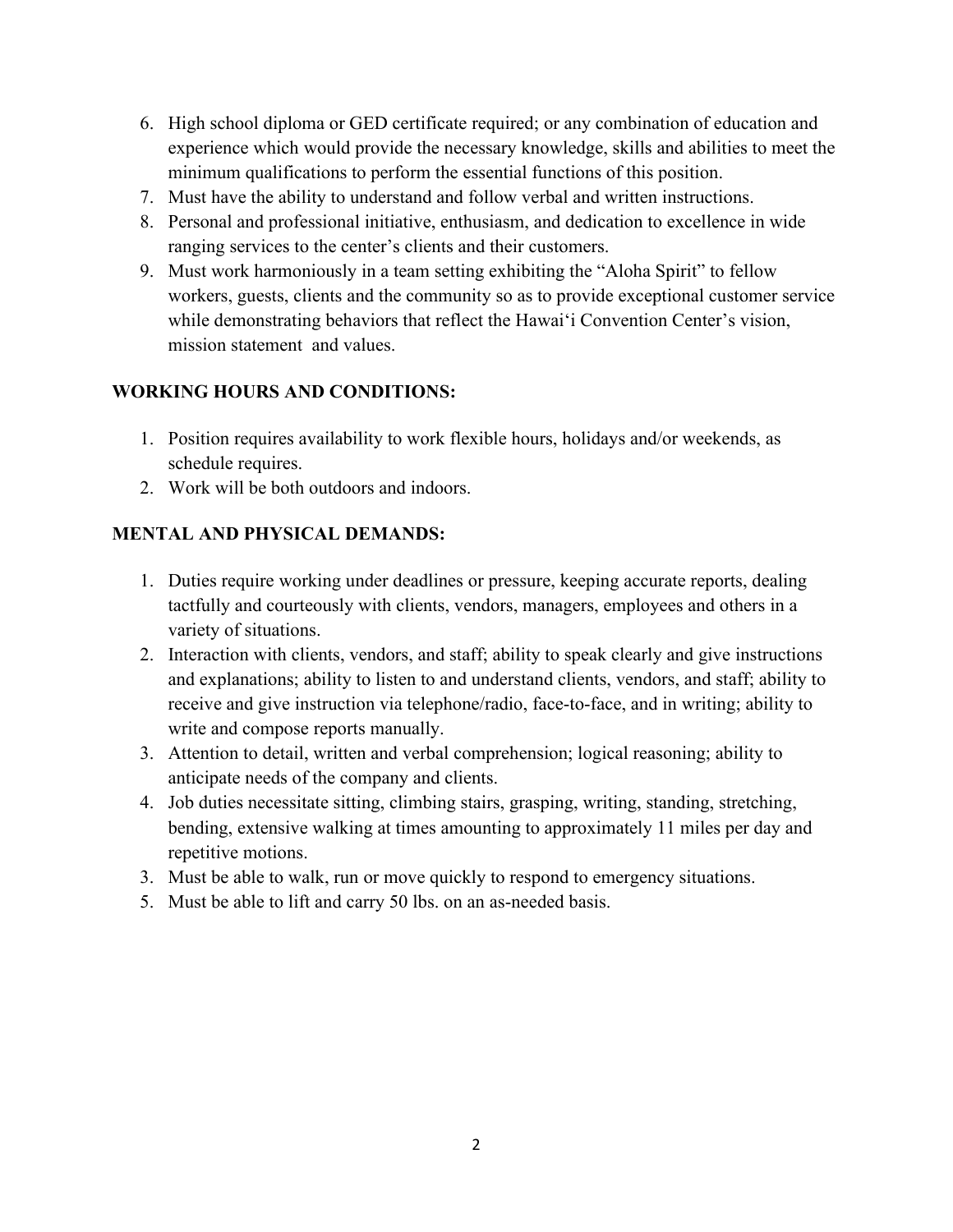6. High school diploma or GED certificate required; or any combination of education and experience which would provide the necessary knowledge, skills and abilities to meet the minimum qualifications to perform the essential functions of this position.
7. Must have the ability to understand and follow verbal and written instructions.
8. Personal and professional initiative, enthusiasm, and dedication to excellence in wide ranging services to the center's clients and their customers.
9. Must work harmoniously in a team setting exhibiting the "Aloha Spirit" to fellow workers, guests, clients and the community so as to provide exceptional customer service while demonstrating behaviors that reflect the Hawaiʻi Convention Center's vision, mission statement and values.

## WORKING HOURS AND CONDITIONS:

1. Position requires availability to work flexible hours, holidays and/or weekends, as schedule requires.
2. Work will be both outdoors and indoors.

## MENTAL AND PHYSICAL DEMANDS:

1. Duties require working under deadlines or pressure, keeping accurate reports, dealing tactfully and courteously with clients, vendors, managers, employees and others in a variety of situations.
2. Interaction with clients, vendors, and staff; ability to speak clearly and give instructions and explanations; ability to listen to and understand clients, vendors, and staff; ability to receive and give instruction via telephone/radio, face-to-face, and in writing; ability to write and compose reports manually.
3. Attention to detail, written and verbal comprehension; logical reasoning; ability to anticipate needs of the company and clients.
4. Job duties necessitate sitting, climbing stairs, grasping, writing, standing, stretching, bending, extensive walking at times amounting to approximately 11 miles per day and repetitive motions.
3. Must be able to walk, run or move quickly to respond to emergency situations.
5. Must be able to lift and carry 50 lbs. on an as-needed basis.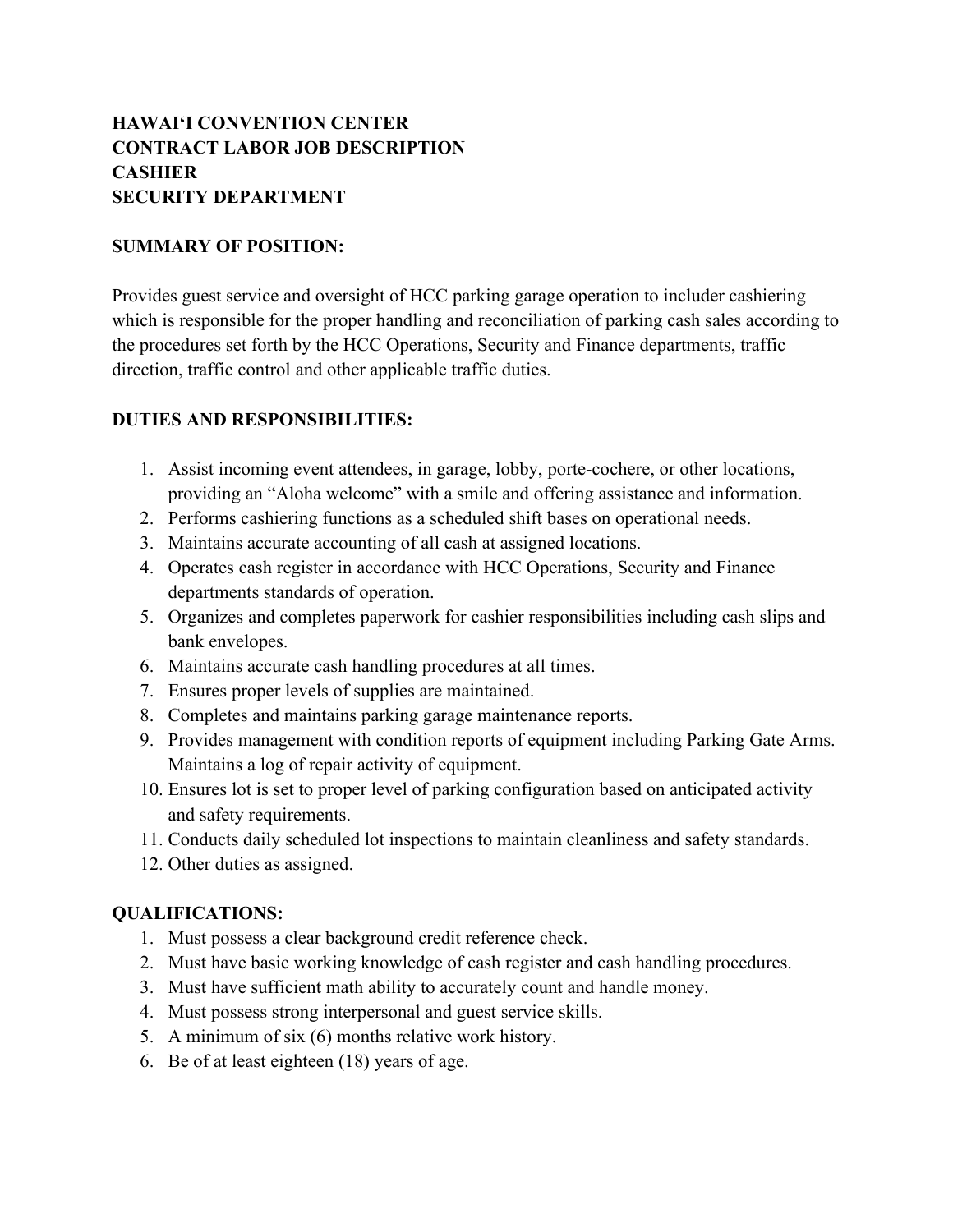**HAWAIʻI CONVENTION CENTER**
**CONTRACT LABOR JOB DESCRIPTION**
**CASHIER**
**SECURITY DEPARTMENT**

**SUMMARY OF POSITION:**

Provides guest service and oversight of HCC parking garage operation to includer cashiering which is responsible for the proper handling and reconciliation of parking cash sales according to the procedures set forth by the HCC Operations, Security and Finance departments, traffic direction, traffic control and other applicable traffic duties.

**DUTIES AND RESPONSIBILITIES:**

1. Assist incoming event attendees, in garage, lobby, porte-cochere, or other locations, providing an "Aloha welcome" with a smile and offering assistance and information.
2. Performs cashiering functions as a scheduled shift bases on operational needs.
3. Maintains accurate accounting of all cash at assigned locations.
4. Operates cash register in accordance with HCC Operations, Security and Finance departments standards of operation.
5. Organizes and completes paperwork for cashier responsibilities including cash slips and bank envelopes.
6. Maintains accurate cash handling procedures at all times.
7. Ensures proper levels of supplies are maintained.
8. Completes and maintains parking garage maintenance reports.
9. Provides management with condition reports of equipment including Parking Gate Arms. Maintains a log of repair activity of equipment.
10. Ensures lot is set to proper level of parking configuration based on anticipated activity and safety requirements.
11. Conducts daily scheduled lot inspections to maintain cleanliness and safety standards.
12. Other duties as assigned.

**QUALIFICATIONS:**

1. Must possess a clear background credit reference check.
2. Must have basic working knowledge of cash register and cash handling procedures.
3. Must have sufficient math ability to accurately count and handle money.
4. Must possess strong interpersonal and guest service skills.
5. A minimum of six (6) months relative work history.
6. Be of at least eighteen (18) years of age.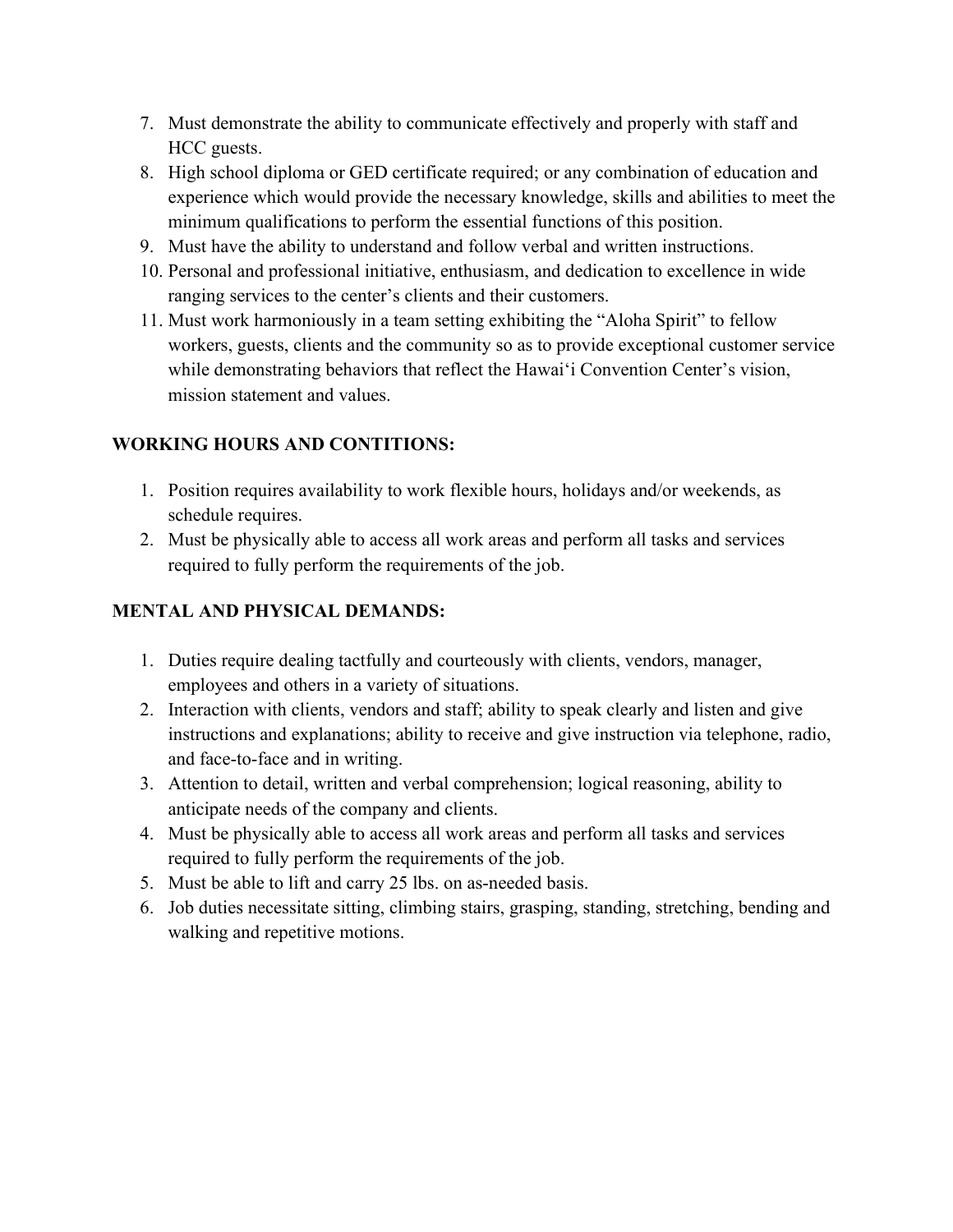7. Must demonstrate the ability to communicate effectively and properly with staff and HCC guests.
8. High school diploma or GED certificate required; or any combination of education and experience which would provide the necessary knowledge, skills and abilities to meet the minimum qualifications to perform the essential functions of this position.
9. Must have the ability to understand and follow verbal and written instructions.
10. Personal and professional initiative, enthusiasm, and dedication to excellence in wide ranging services to the center's clients and their customers.
11. Must work harmoniously in a team setting exhibiting the "Aloha Spirit" to fellow workers, guests, clients and the community so as to provide exceptional customer service while demonstrating behaviors that reflect the Hawaiʻi Convention Center's vision, mission statement and values.

**WORKING HOURS AND CONTITIONS:**

1. Position requires availability to work flexible hours, holidays and/or weekends, as schedule requires.
2. Must be physically able to access all work areas and perform all tasks and services required to fully perform the requirements of the job.

**MENTAL AND PHYSICAL DEMANDS:**

1. Duties require dealing tactfully and courteously with clients, vendors, manager, employees and others in a variety of situations.
2. Interaction with clients, vendors and staff; ability to speak clearly and listen and give instructions and explanations; ability to receive and give instruction via telephone, radio, and face-to-face and in writing.
3. Attention to detail, written and verbal comprehension; logical reasoning, ability to anticipate needs of the company and clients.
4. Must be physically able to access all work areas and perform all tasks and services required to fully perform the requirements of the job.
5. Must be able to lift and carry 25 lbs. on as-needed basis.
6. Job duties necessitate sitting, climbing stairs, grasping, standing, stretching, bending and walking and repetitive motions.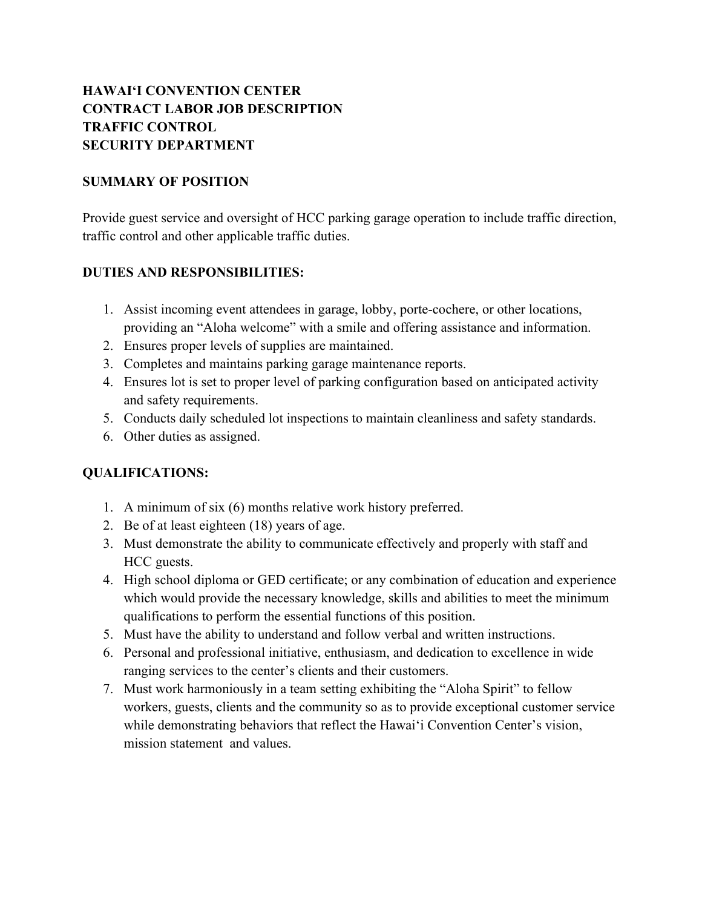**HAWAIʻI CONVENTION CENTER**
**CONTRACT LABOR JOB DESCRIPTION**
**TRAFFIC CONTROL**
**SECURITY DEPARTMENT**

**SUMMARY OF POSITION**

Provide guest service and oversight of HCC parking garage operation to include traffic direction, traffic control and other applicable traffic duties.

**DUTIES AND RESPONSIBILITIES:**

1. Assist incoming event attendees in garage, lobby, porte-cochere, or other locations, providing an "Aloha welcome" with a smile and offering assistance and information.
2. Ensures proper levels of supplies are maintained.
3. Completes and maintains parking garage maintenance reports.
4. Ensures lot is set to proper level of parking configuration based on anticipated activity and safety requirements.
5. Conducts daily scheduled lot inspections to maintain cleanliness and safety standards.
6. Other duties as assigned.

**QUALIFICATIONS:**

1. A minimum of six (6) months relative work history preferred.
2. Be of at least eighteen (18) years of age.
3. Must demonstrate the ability to communicate effectively and properly with staff and HCC guests.
4. High school diploma or GED certificate; or any combination of education and experience which would provide the necessary knowledge, skills and abilities to meet the minimum qualifications to perform the essential functions of this position.
5. Must have the ability to understand and follow verbal and written instructions.
6. Personal and professional initiative, enthusiasm, and dedication to excellence in wide ranging services to the center's clients and their customers.
7. Must work harmoniously in a team setting exhibiting the "Aloha Spirit" to fellow workers, guests, clients and the community so as to provide exceptional customer service while demonstrating behaviors that reflect the Hawaiʻi Convention Center's vision, mission statement and values.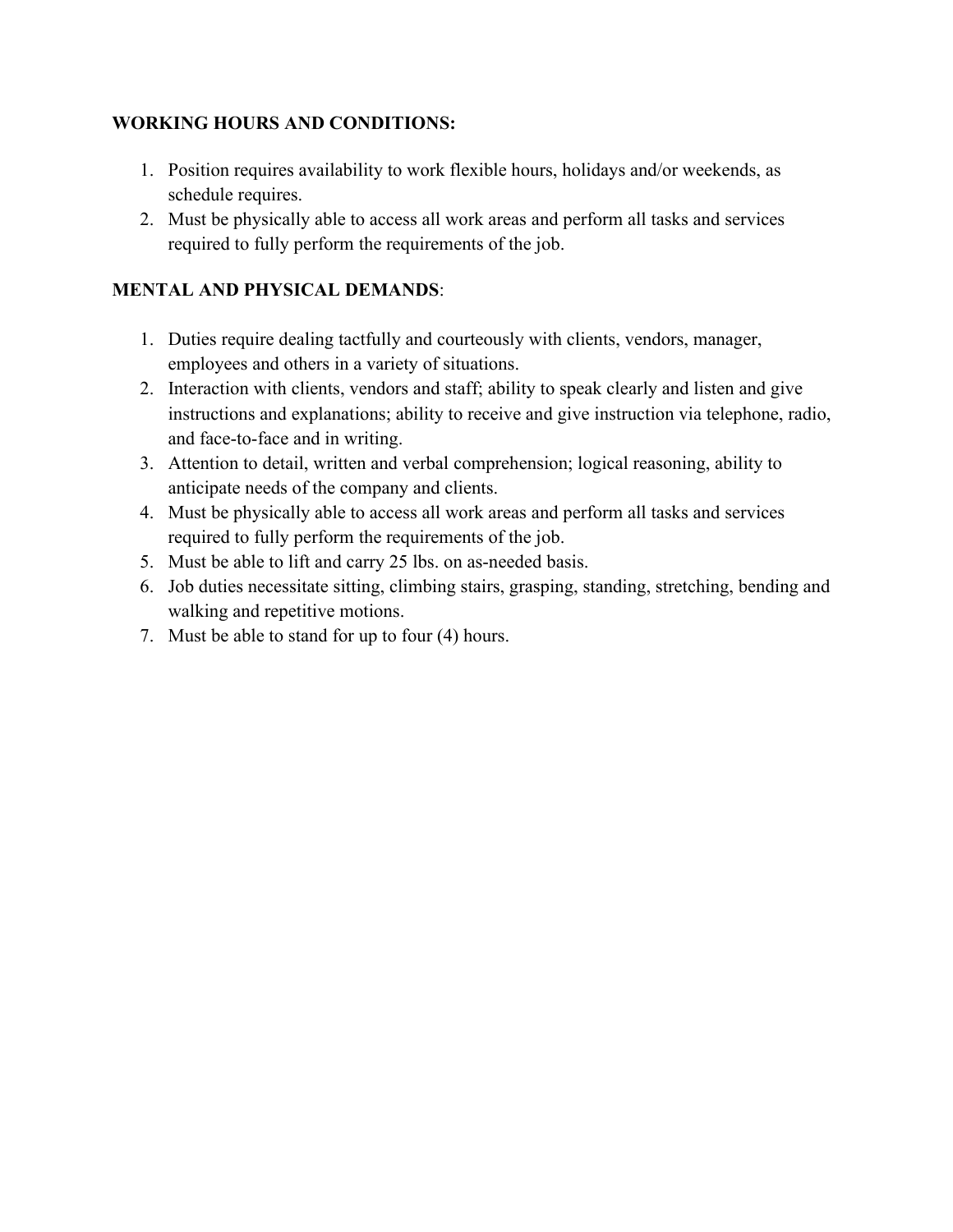**WORKING HOURS AND CONDITIONS:**

1. Position requires availability to work flexible hours, holidays and/or weekends, as schedule requires.
2. Must be physically able to access all work areas and perform all tasks and services required to fully perform the requirements of the job.

**MENTAL AND PHYSICAL DEMANDS**:

1. Duties require dealing tactfully and courteously with clients, vendors, manager, employees and others in a variety of situations.
2. Interaction with clients, vendors and staff; ability to speak clearly and listen and give instructions and explanations; ability to receive and give instruction via telephone, radio, and face-to-face and in writing.
3. Attention to detail, written and verbal comprehension; logical reasoning, ability to anticipate needs of the company and clients.
4. Must be physically able to access all work areas and perform all tasks and services required to fully perform the requirements of the job.
5. Must be able to lift and carry 25 lbs. on as-needed basis.
6. Job duties necessitate sitting, climbing stairs, grasping, standing, stretching, bending and walking and repetitive motions.
7. Must be able to stand for up to four (4) hours.